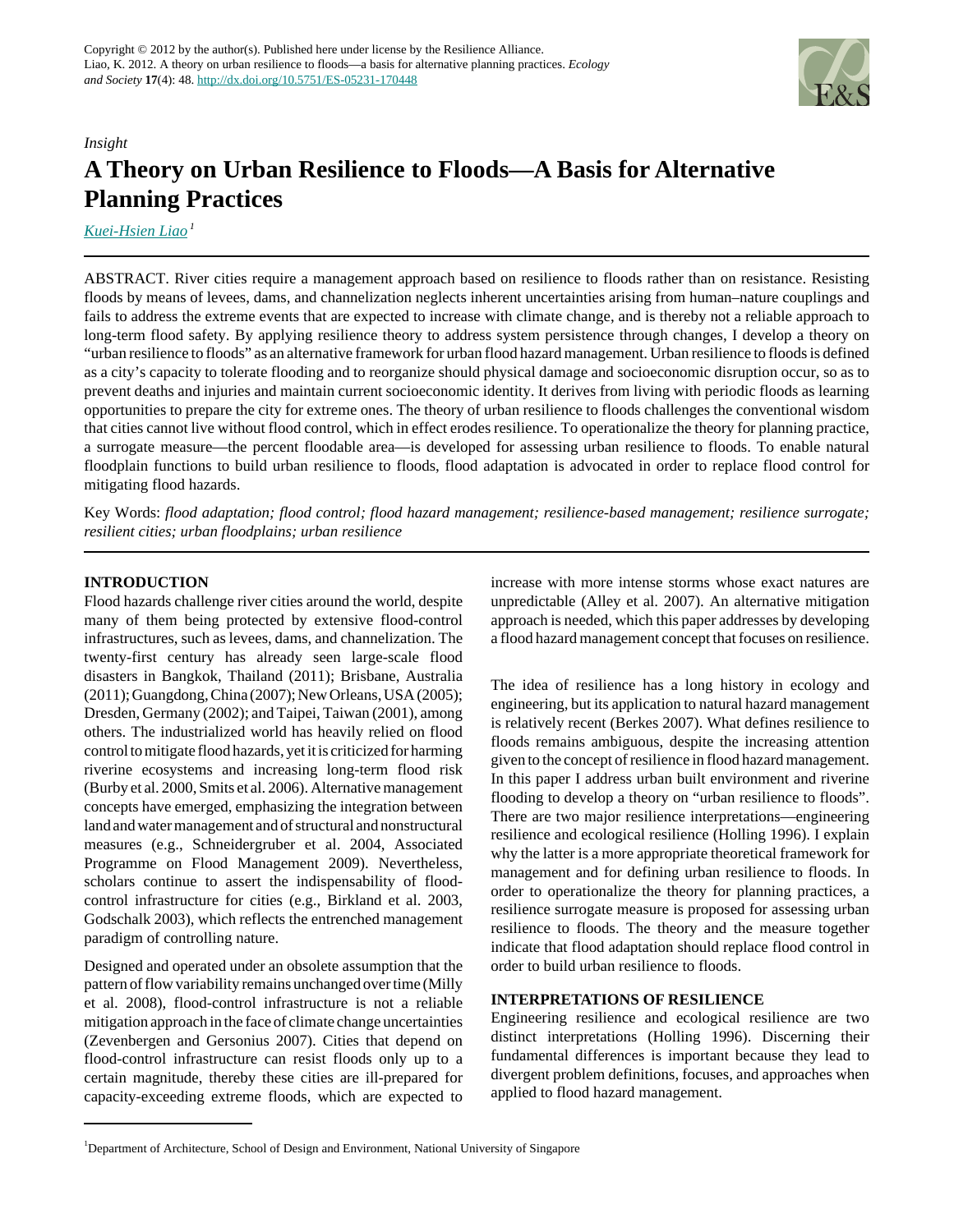Copyright © 2012 by the author(s). Published here under license by the Resilience Alliance.
Liao, K. 2012. A theory on urban resilience to floods—a basis for alternative planning practices. *Ecology and Society* **17**(4): 48. http://dx.doi.org/10.5751/ES-05231-170448

*Insight*

# A Theory on Urban Resilience to Floods—A Basis for Alternative Planning Practices

Kuei-Hsien Liao [1]

ABSTRACT. River cities require a management approach based on resilience to floods rather than on resistance. Resisting floods by means of levees, dams, and channelization neglects inherent uncertainties arising from human–nature couplings and fails to address the extreme events that are expected to increase with climate change, and is thereby not a reliable approach to long-term flood safety. By applying resilience theory to address system persistence through changes, I develop a theory on "urban resilience to floods" as an alternative framework for urban flood hazard management. Urban resilience to floods is defined as a city's capacity to tolerate flooding and to reorganize should physical damage and socioeconomic disruption occur, so as to prevent deaths and injuries and maintain current socioeconomic identity. It derives from living with periodic floods as learning opportunities to prepare the city for extreme ones. The theory of urban resilience to floods challenges the conventional wisdom that cities cannot live without flood control, which in effect erodes resilience. To operationalize the theory for planning practice, a surrogate measure—the percent floodable area—is developed for assessing urban resilience to floods. To enable natural floodplain functions to build urban resilience to floods, flood adaptation is advocated in order to replace flood control for mitigating flood hazards.

Key Words: *flood adaptation; flood control; flood hazard management; resilience-based management; resilience surrogate; resilient cities; urban floodplains; urban resilience*

## INTRODUCTION

Flood hazards challenge river cities around the world, despite many of them being protected by extensive flood-control infrastructures, such as levees, dams, and channelization. The twenty-first century has already seen large-scale flood disasters in Bangkok, Thailand (2011); Brisbane, Australia (2011); Guangdong, China (2007); New Orleans, USA (2005); Dresden, Germany (2002); and Taipei, Taiwan (2001), among others. The industrialized world has heavily relied on flood control to mitigate flood hazards, yet it is criticized for harming riverine ecosystems and increasing long-term flood risk (Burby et al. 2000, Smits et al. 2006). Alternative management concepts have emerged, emphasizing the integration between land and water management and of structural and nonstructural measures (e.g., Schneidergruber et al. 2004, Associated Programme on Flood Management 2009). Nevertheless, scholars continue to assert the indispensability of flood-control infrastructure for cities (e.g., Birkland et al. 2003, Godschalk 2003), which reflects the entrenched management paradigm of controlling nature.

Designed and operated under an obsolete assumption that the pattern of flow variability remains unchanged over time (Milly et al. 2008), flood-control infrastructure is not a reliable mitigation approach in the face of climate change uncertainties (Zevenbergen and Gersonius 2007). Cities that depend on flood-control infrastructure can resist floods only up to a certain magnitude, thereby these cities are ill-prepared for capacity-exceeding extreme floods, which are expected to increase with more intense storms whose exact natures are unpredictable (Alley et al. 2007). An alternative mitigation approach is needed, which this paper addresses by developing a flood hazard management concept that focuses on resilience.

The idea of resilience has a long history in ecology and engineering, but its application to natural hazard management is relatively recent (Berkes 2007). What defines resilience to floods remains ambiguous, despite the increasing attention given to the concept of resilience in flood hazard management. In this paper I address urban built environment and riverine flooding to develop a theory on "urban resilience to floods". There are two major resilience interpretations—engineering resilience and ecological resilience (Holling 1996). I explain why the latter is a more appropriate theoretical framework for management and for defining urban resilience to floods. In order to operationalize the theory for planning practices, a resilience surrogate measure is proposed for assessing urban resilience to floods. The theory and the measure together indicate that flood adaptation should replace flood control in order to build urban resilience to floods.

## INTERPRETATIONS OF RESILIENCE

Engineering resilience and ecological resilience are two distinct interpretations (Holling 1996). Discerning their fundamental differences is important because they lead to divergent problem definitions, focuses, and approaches when applied to flood hazard management.

[1] Department of Architecture, School of Design and Environment, National University of Singapore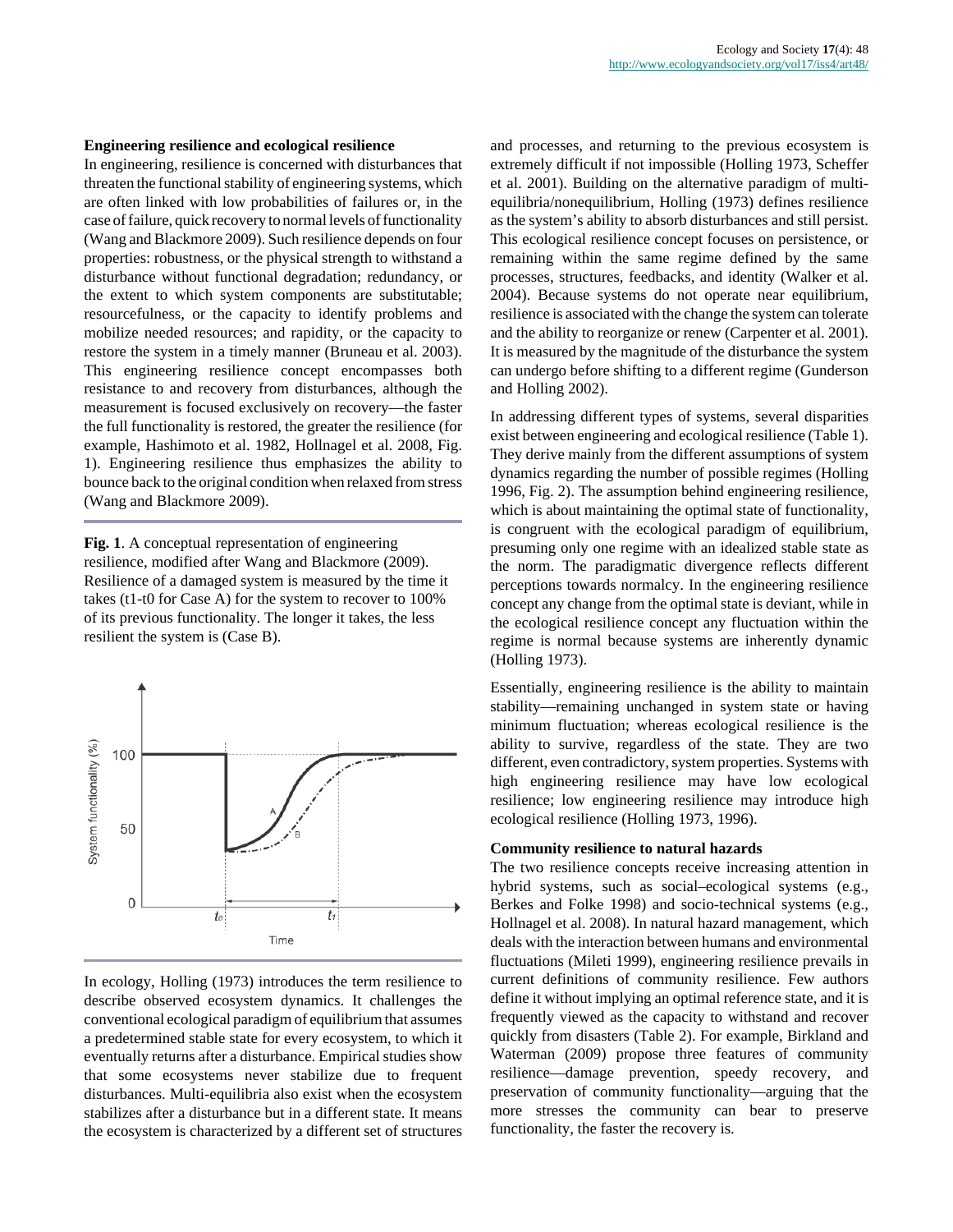### Engineering resilience and ecological resilience

In engineering, resilience is concerned with disturbances that threaten the functional stability of engineering systems, which are often linked with low probabilities of failures or, in the case of failure, quick recovery to normal levels of functionality (Wang and Blackmore 2009). Such resilience depends on four properties: robustness, or the physical strength to withstand a disturbance without functional degradation; redundancy, or the extent to which system components are substitutable; resourcefulness, or the capacity to identify problems and mobilize needed resources; and rapidity, or the capacity to restore the system in a timely manner (Bruneau et al. 2003). This engineering resilience concept encompasses both resistance to and recovery from disturbances, although the measurement is focused exclusively on recovery—the faster the full functionality is restored, the greater the resilience (for example, Hashimoto et al. 1982, Hollnagel et al. 2008, Fig. 1). Engineering resilience thus emphasizes the ability to bounce back to the original condition when relaxed from stress (Wang and Blackmore 2009).

**Fig. 1**. A conceptual representation of engineering resilience, modified after Wang and Blackmore (2009). Resilience of a damaged system is measured by the time it takes (t1-t0 for Case A) for the system to recover to 100% of its previous functionality. The longer it takes, the less resilient the system is (Case B).

In ecology, Holling (1973) introduces the term resilience to describe observed ecosystem dynamics. It challenges the conventional ecological paradigm of equilibrium that assumes a predetermined stable state for every ecosystem, to which it eventually returns after a disturbance. Empirical studies show that some ecosystems never stabilize due to frequent disturbances. Multi-equilibria also exist when the ecosystem stabilizes after a disturbance but in a different state. It means the ecosystem is characterized by a different set of structures and processes, and returning to the previous ecosystem is extremely difficult if not impossible (Holling 1973, Scheffer et al. 2001). Building on the alternative paradigm of multi-equilibria/nonequilibrium, Holling (1973) defines resilience as the system's ability to absorb disturbances and still persist. This ecological resilience concept focuses on persistence, or remaining within the same regime defined by the same processes, structures, feedbacks, and identity (Walker et al. 2004). Because systems do not operate near equilibrium, resilience is associated with the change the system can tolerate and the ability to reorganize or renew (Carpenter et al. 2001). It is measured by the magnitude of the disturbance the system can undergo before shifting to a different regime (Gunderson and Holling 2002).

In addressing different types of systems, several disparities exist between engineering and ecological resilience (Table 1). They derive mainly from the different assumptions of system dynamics regarding the number of possible regimes (Holling 1996, Fig. 2). The assumption behind engineering resilience, which is about maintaining the optimal state of functionality, is congruent with the ecological paradigm of equilibrium, presuming only one regime with an idealized stable state as the norm. The paradigmatic divergence reflects different perceptions towards normalcy. In the engineering resilience concept any change from the optimal state is deviant, while in the ecological resilience concept any fluctuation within the regime is normal because systems are inherently dynamic (Holling 1973).

Essentially, engineering resilience is the ability to maintain stability—remaining unchanged in system state or having minimum fluctuation; whereas ecological resilience is the ability to survive, regardless of the state. They are two different, even contradictory, system properties. Systems with high engineering resilience may have low ecological resilience; low engineering resilience may introduce high ecological resilience (Holling 1973, 1996).

### Community resilience to natural hazards

The two resilience concepts receive increasing attention in hybrid systems, such as social–ecological systems (e.g., Berkes and Folke 1998) and socio-technical systems (e.g., Hollnagel et al. 2008). In natural hazard management, which deals with the interaction between humans and environmental fluctuations (Mileti 1999), engineering resilience prevails in current definitions of community resilience. Few authors define it without implying an optimal reference state, and it is frequently viewed as the capacity to withstand and recover quickly from disasters (Table 2). For example, Birkland and Waterman (2009) propose three features of community resilience—damage prevention, speedy recovery, and preservation of community functionality—arguing that the more stresses the community can bear to preserve functionality, the faster the recovery is.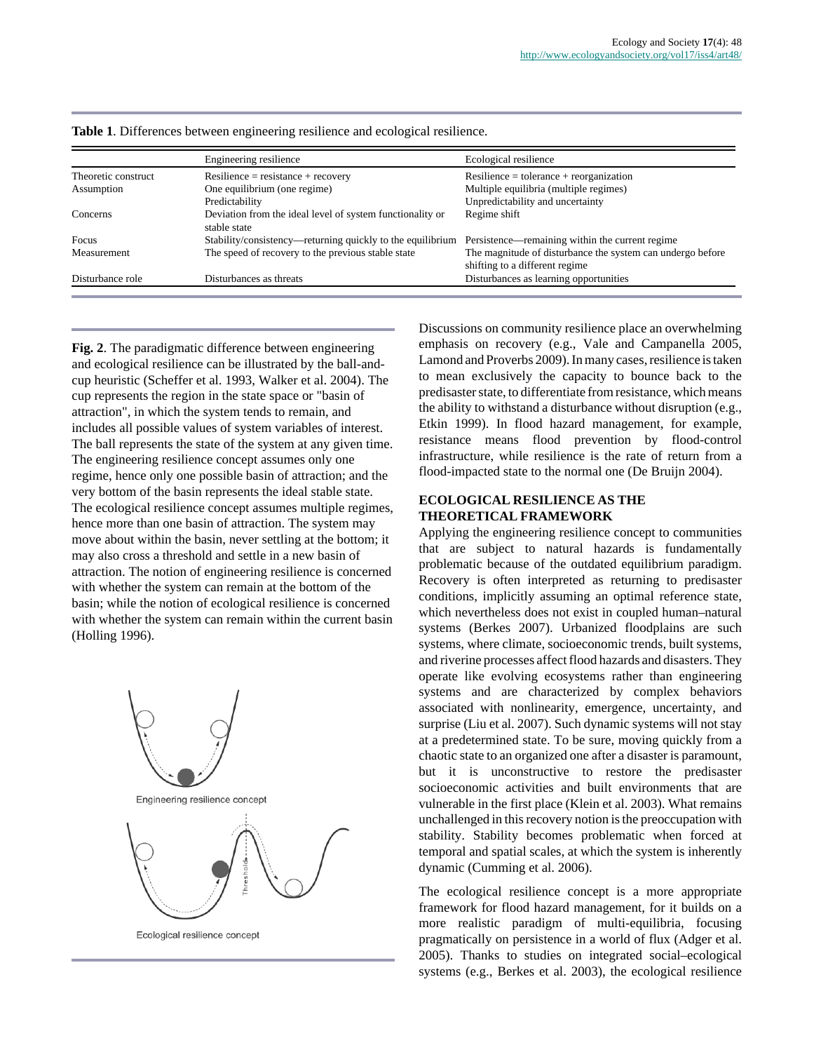**Table 1**. Differences between engineering resilience and ecological resilience.

| | Engineering resilience | Ecological resilience |
|---|---|---|
| Theoretic construct | Resilience = resistance + recovery | Resilience = tolerance + reorganization |
| Assumption | One equilibrium (one regime)<br>Predictability | Multiple equilibria (multiple regimes)<br>Unpredictability and uncertainty |
| Concerns | Deviation from the ideal level of system functionality or stable state | Regime shift |
| Focus | Stability/consistency—returning quickly to the equilibrium | Persistence—remaining within the current regime |
| Measurement | The speed of recovery to the previous stable state | The magnitude of disturbance the system can undergo before shifting to a different regime |
| Disturbance role | Disturbances as threats | Disturbances as learning opportunities |

**Fig. 2**. The paradigmatic difference between engineering and ecological resilience can be illustrated by the ball-and-cup heuristic (Scheffer et al. 1993, Walker et al. 2004). The cup represents the region in the state space or "basin of attraction", in which the system tends to remain, and includes all possible values of system variables of interest. The ball represents the state of the system at any given time. The engineering resilience concept assumes only one regime, hence only one possible basin of attraction; and the very bottom of the basin represents the ideal stable state. The ecological resilience concept assumes multiple regimes, hence more than one basin of attraction. The system may move about within the basin, never settling at the bottom; it may also cross a threshold and settle in a new basin of attraction. The notion of engineering resilience is concerned with whether the system can remain at the bottom of the basin; while the notion of ecological resilience is concerned with whether the system can remain within the current basin (Holling 1996).

Engineering resilience concept

Ecological resilience concept

Discussions on community resilience place an overwhelming emphasis on recovery (e.g., Vale and Campanella 2005, Lamond and Proverbs 2009). In many cases, resilience is taken to mean exclusively the capacity to bounce back to the predisaster state, to differentiate from resistance, which means the ability to withstand a disturbance without disruption (e.g., Etkin 1999). In flood hazard management, for example, resistance means flood prevention by flood-control infrastructure, while resilience is the rate of return from a flood-impacted state to the normal one (De Bruijn 2004).

## ECOLOGICAL RESILIENCE AS THE THEORETICAL FRAMEWORK

Applying the engineering resilience concept to communities that are subject to natural hazards is fundamentally problematic because of the outdated equilibrium paradigm. Recovery is often interpreted as returning to predisaster conditions, implicitly assuming an optimal reference state, which nevertheless does not exist in coupled human–natural systems (Berkes 2007). Urbanized floodplains are such systems, where climate, socioeconomic trends, built systems, and riverine processes affect flood hazards and disasters. They operate like evolving ecosystems rather than engineering systems and are characterized by complex behaviors associated with nonlinearity, emergence, uncertainty, and surprise (Liu et al. 2007). Such dynamic systems will not stay at a predetermined state. To be sure, moving quickly from a chaotic state to an organized one after a disaster is paramount, but it is unconstructive to restore the predisaster socioeconomic activities and built environments that are vulnerable in the first place (Klein et al. 2003). What remains unchallenged in this recovery notion is the preoccupation with stability. Stability becomes problematic when forced at temporal and spatial scales, at which the system is inherently dynamic (Cumming et al. 2006).

The ecological resilience concept is a more appropriate framework for flood hazard management, for it builds on a more realistic paradigm of multi-equilibria, focusing pragmatically on persistence in a world of flux (Adger et al. 2005). Thanks to studies on integrated social–ecological systems (e.g., Berkes et al. 2003), the ecological resilience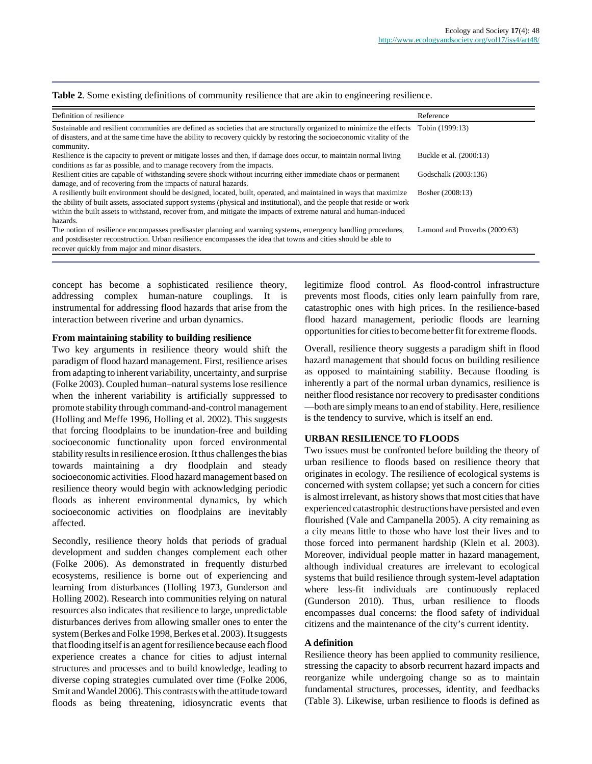**Table 2**. Some existing definitions of community resilience that are akin to engineering resilience.

| Definition of resilience | Reference |
|---|---|
| Sustainable and resilient communities are defined as societies that are structurally organized to minimize the effects of disasters, and at the same time have the ability to recovery quickly by restoring the socioeconomic vitality of the community. | Tobin (1999:13) |
| Resilience is the capacity to prevent or mitigate losses and then, if damage does occur, to maintain normal living conditions as far as possible, and to manage recovery from the impacts. | Buckle et al. (2000:13) |
| Resilient cities are capable of withstanding severe shock without incurring either immediate chaos or permanent damage, and of recovering from the impacts of natural hazards. | Godschalk (2003:136) |
| A resiliently built environment should be designed, located, built, operated, and maintained in ways that maximize the ability of built assets, associated support systems (physical and institutional), and the people that reside or work within the built assets to withstand, recover from, and mitigate the impacts of extreme natural and human-induced hazards. | Bosher (2008:13) |
| The notion of resilience encompasses predisaster planning and warning systems, emergency handling procedures, and postdisaster reconstruction. Urban resilience encompasses the idea that towns and cities should be able to recover quickly from major and minor disasters. | Lamond and Proverbs (2009:63) |

concept has become a sophisticated resilience theory, addressing complex human-nature couplings. It is instrumental for addressing flood hazards that arise from the interaction between riverine and urban dynamics.

### From maintaining stability to building resilience

Two key arguments in resilience theory would shift the paradigm of flood hazard management. First, resilience arises from adapting to inherent variability, uncertainty, and surprise (Folke 2003). Coupled human–natural systems lose resilience when the inherent variability is artificially suppressed to promote stability through command-and-control management (Holling and Meffe 1996, Holling et al. 2002). This suggests that forcing floodplains to be inundation-free and building socioeconomic functionality upon forced environmental stability results in resilience erosion. It thus challenges the bias towards maintaining a dry floodplain and steady socioeconomic activities. Flood hazard management based on resilience theory would begin with acknowledging periodic floods as inherent environmental dynamics, by which socioeconomic activities on floodplains are inevitably affected.

Secondly, resilience theory holds that periods of gradual development and sudden changes complement each other (Folke 2006). As demonstrated in frequently disturbed ecosystems, resilience is borne out of experiencing and learning from disturbances (Holling 1973, Gunderson and Holling 2002). Research into communities relying on natural resources also indicates that resilience to large, unpredictable disturbances derives from allowing smaller ones to enter the system (Berkes and Folke 1998, Berkes et al. 2003). It suggests that flooding itself is an agent for resilience because each flood experience creates a chance for cities to adjust internal structures and processes and to build knowledge, leading to diverse coping strategies cumulated over time (Folke 2006, Smit and Wandel 2006). This contrasts with the attitude toward floods as being threatening, idiosyncratic events that legitimize flood control. As flood-control infrastructure prevents most floods, cities only learn painfully from rare, catastrophic ones with high prices. In the resilience-based flood hazard management, periodic floods are learning opportunities for cities to become better fit for extreme floods.

Overall, resilience theory suggests a paradigm shift in flood hazard management that should focus on building resilience as opposed to maintaining stability. Because flooding is inherently a part of the normal urban dynamics, resilience is neither flood resistance nor recovery to predisaster conditions —both are simply means to an end of stability. Here, resilience is the tendency to survive, which is itself an end.

## URBAN RESILIENCE TO FLOODS

Two issues must be confronted before building the theory of urban resilience to floods based on resilience theory that originates in ecology. The resilience of ecological systems is concerned with system collapse; yet such a concern for cities is almost irrelevant, as history shows that most cities that have experienced catastrophic destructions have persisted and even flourished (Vale and Campanella 2005). A city remaining as a city means little to those who have lost their lives and to those forced into permanent hardship (Klein et al. 2003). Moreover, individual people matter in hazard management, although individual creatures are irrelevant to ecological systems that build resilience through system-level adaptation where less-fit individuals are continuously replaced (Gunderson 2010). Thus, urban resilience to floods encompasses dual concerns: the flood safety of individual citizens and the maintenance of the city's current identity.

### A definition

Resilience theory has been applied to community resilience, stressing the capacity to absorb recurrent hazard impacts and reorganize while undergoing change so as to maintain fundamental structures, processes, identity, and feedbacks (Table 3). Likewise, urban resilience to floods is defined as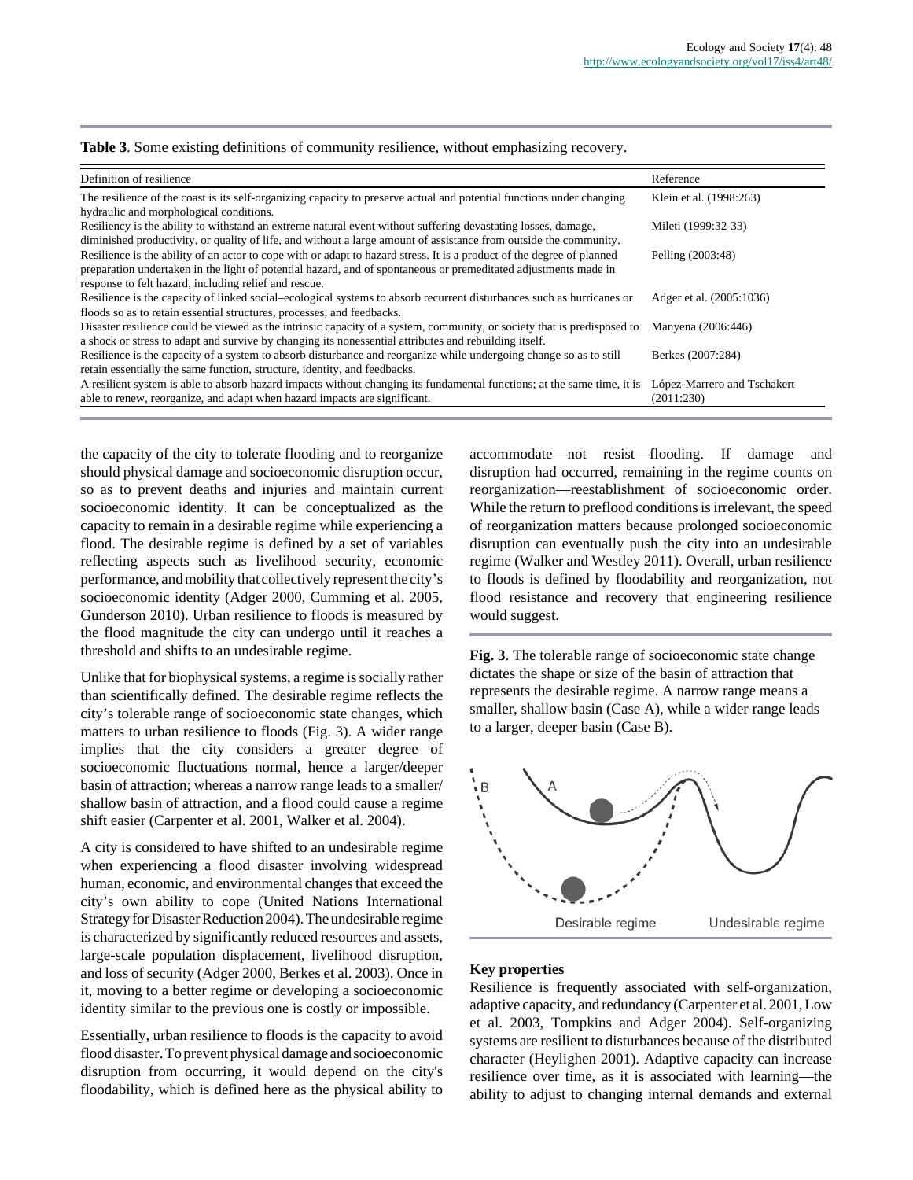**Table 3**. Some existing definitions of community resilience, without emphasizing recovery.

| Definition of resilience | Reference |
|---|---|
| The resilience of the coast is its self-organizing capacity to preserve actual and potential functions under changing hydraulic and morphological conditions. | Klein et al. (1998:263) |
| Resiliency is the ability to withstand an extreme natural event without suffering devastating losses, damage, diminished productivity, or quality of life, and without a large amount of assistance from outside the community. | Mileti (1999:32-33) |
| Resilience is the ability of an actor to cope with or adapt to hazard stress. It is a product of the degree of planned preparation undertaken in the light of potential hazard, and of spontaneous or premeditated adjustments made in response to felt hazard, including relief and rescue. | Pelling (2003:48) |
| Resilience is the capacity of linked social–ecological systems to absorb recurrent disturbances such as hurricanes or floods so as to retain essential structures, processes, and feedbacks. | Adger et al. (2005:1036) |
| Disaster resilience could be viewed as the intrinsic capacity of a system, community, or society that is predisposed to a shock or stress to adapt and survive by changing its nonessential attributes and rebuilding itself. | Manyena (2006:446) |
| Resilience is the capacity of a system to absorb disturbance and reorganize while undergoing change so as to still retain essentially the same function, structure, identity, and feedbacks. | Berkes (2007:284) |
| A resilient system is able to absorb hazard impacts without changing its fundamental functions; at the same time, it is able to renew, reorganize, and adapt when hazard impacts are significant. | López-Marrero and Tschakert (2011:230) |

the capacity of the city to tolerate flooding and to reorganize should physical damage and socioeconomic disruption occur, so as to prevent deaths and injuries and maintain current socioeconomic identity. It can be conceptualized as the capacity to remain in a desirable regime while experiencing a flood. The desirable regime is defined by a set of variables reflecting aspects such as livelihood security, economic performance, and mobility that collectively represent the city's socioeconomic identity (Adger 2000, Cumming et al. 2005, Gunderson 2010). Urban resilience to floods is measured by the flood magnitude the city can undergo until it reaches a threshold and shifts to an undesirable regime.

Unlike that for biophysical systems, a regime is socially rather than scientifically defined. The desirable regime reflects the city's tolerable range of socioeconomic state changes, which matters to urban resilience to floods (Fig. 3). A wider range implies that the city considers a greater degree of socioeconomic fluctuations normal, hence a larger/deeper basin of attraction; whereas a narrow range leads to a smaller/shallow basin of attraction, and a flood could cause a regime shift easier (Carpenter et al. 2001, Walker et al. 2004).

A city is considered to have shifted to an undesirable regime when experiencing a flood disaster involving widespread human, economic, and environmental changes that exceed the city's own ability to cope (United Nations International Strategy for Disaster Reduction 2004). The undesirable regime is characterized by significantly reduced resources and assets, large-scale population displacement, livelihood disruption, and loss of security (Adger 2000, Berkes et al. 2003). Once in it, moving to a better regime or developing a socioeconomic identity similar to the previous one is costly or impossible.

Essentially, urban resilience to floods is the capacity to avoid flood disaster. To prevent physical damage and socioeconomic disruption from occurring, it would depend on the city's floodability, which is defined here as the physical ability to accommodate—not resist—flooding. If damage and disruption had occurred, remaining in the regime counts on reorganization—reestablishment of socioeconomic order. While the return to preflood conditions is irrelevant, the speed of reorganization matters because prolonged socioeconomic disruption can eventually push the city into an undesirable regime (Walker and Westley 2011). Overall, urban resilience to floods is defined by floodability and reorganization, not flood resistance and recovery that engineering resilience would suggest.

**Fig. 3**. The tolerable range of socioeconomic state change dictates the shape or size of the basin of attraction that represents the desirable regime. A narrow range means a smaller, shallow basin (Case A), while a wider range leads to a larger, deeper basin (Case B).

### Key properties

Resilience is frequently associated with self-organization, adaptive capacity, and redundancy (Carpenter et al. 2001, Low et al. 2003, Tompkins and Adger 2004). Self-organizing systems are resilient to disturbances because of the distributed character (Heylighen 2001). Adaptive capacity can increase resilience over time, as it is associated with learning—the ability to adjust to changing internal demands and external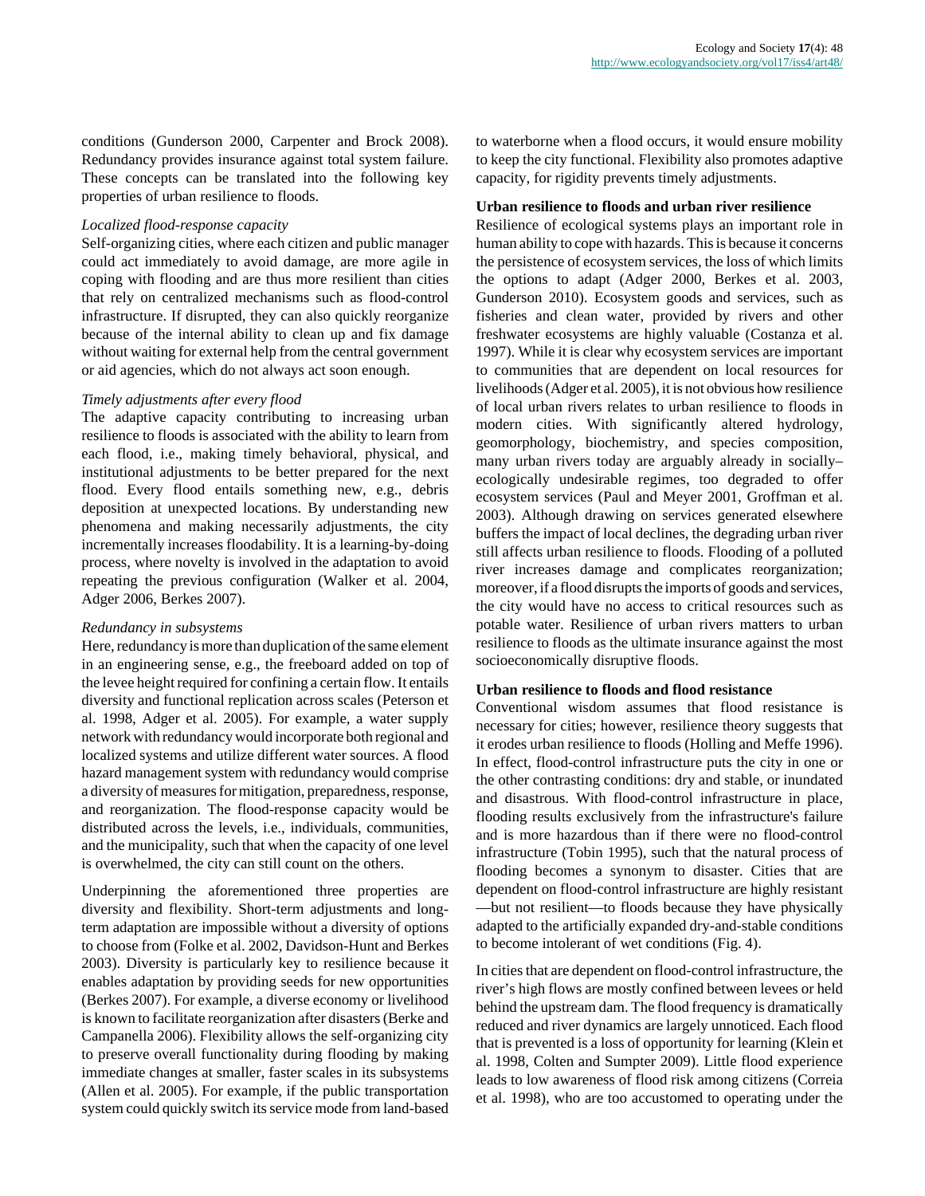conditions (Gunderson 2000, Carpenter and Brock 2008). Redundancy provides insurance against total system failure. These concepts can be translated into the following key properties of urban resilience to floods.

*Localized flood-response capacity*

Self-organizing cities, where each citizen and public manager could act immediately to avoid damage, are more agile in coping with flooding and are thus more resilient than cities that rely on centralized mechanisms such as flood-control infrastructure. If disrupted, they can also quickly reorganize because of the internal ability to clean up and fix damage without waiting for external help from the central government or aid agencies, which do not always act soon enough.

*Timely adjustments after every flood*

The adaptive capacity contributing to increasing urban resilience to floods is associated with the ability to learn from each flood, i.e., making timely behavioral, physical, and institutional adjustments to be better prepared for the next flood. Every flood entails something new, e.g., debris deposition at unexpected locations. By understanding new phenomena and making necessarily adjustments, the city incrementally increases floodability. It is a learning-by-doing process, where novelty is involved in the adaptation to avoid repeating the previous configuration (Walker et al. 2004, Adger 2006, Berkes 2007).

*Redundancy in subsystems*

Here, redundancy is more than duplication of the same element in an engineering sense, e.g., the freeboard added on top of the levee height required for confining a certain flow. It entails diversity and functional replication across scales (Peterson et al. 1998, Adger et al. 2005). For example, a water supply network with redundancy would incorporate both regional and localized systems and utilize different water sources. A flood hazard management system with redundancy would comprise a diversity of measures for mitigation, preparedness, response, and reorganization. The flood-response capacity would be distributed across the levels, i.e., individuals, communities, and the municipality, such that when the capacity of one level is overwhelmed, the city can still count on the others.

Underpinning the aforementioned three properties are diversity and flexibility. Short-term adjustments and long-term adaptation are impossible without a diversity of options to choose from (Folke et al. 2002, Davidson-Hunt and Berkes 2003). Diversity is particularly key to resilience because it enables adaptation by providing seeds for new opportunities (Berkes 2007). For example, a diverse economy or livelihood is known to facilitate reorganization after disasters (Berke and Campanella 2006). Flexibility allows the self-organizing city to preserve overall functionality during flooding by making immediate changes at smaller, faster scales in its subsystems (Allen et al. 2005). For example, if the public transportation system could quickly switch its service mode from land-based to waterborne when a flood occurs, it would ensure mobility to keep the city functional. Flexibility also promotes adaptive capacity, for rigidity prevents timely adjustments.

**Urban resilience to floods and urban river resilience**

Resilience of ecological systems plays an important role in human ability to cope with hazards. This is because it concerns the persistence of ecosystem services, the loss of which limits the options to adapt (Adger 2000, Berkes et al. 2003, Gunderson 2010). Ecosystem goods and services, such as fisheries and clean water, provided by rivers and other freshwater ecosystems are highly valuable (Costanza et al. 1997). While it is clear why ecosystem services are important to communities that are dependent on local resources for livelihoods (Adger et al. 2005), it is not obvious how resilience of local urban rivers relates to urban resilience to floods in modern cities. With significantly altered hydrology, geomorphology, biochemistry, and species composition, many urban rivers today are arguably already in socially–ecologically undesirable regimes, too degraded to offer ecosystem services (Paul and Meyer 2001, Groffman et al. 2003). Although drawing on services generated elsewhere buffers the impact of local declines, the degrading urban river still affects urban resilience to floods. Flooding of a polluted river increases damage and complicates reorganization; moreover, if a flood disrupts the imports of goods and services, the city would have no access to critical resources such as potable water. Resilience of urban rivers matters to urban resilience to floods as the ultimate insurance against the most socioeconomically disruptive floods.

**Urban resilience to floods and flood resistance**

Conventional wisdom assumes that flood resistance is necessary for cities; however, resilience theory suggests that it erodes urban resilience to floods (Holling and Meffe 1996). In effect, flood-control infrastructure puts the city in one or the other contrasting conditions: dry and stable, or inundated and disastrous. With flood-control infrastructure in place, flooding results exclusively from the infrastructure's failure and is more hazardous than if there were no flood-control infrastructure (Tobin 1995), such that the natural process of flooding becomes a synonym to disaster. Cities that are dependent on flood-control infrastructure are highly resistant —but not resilient—to floods because they have physically adapted to the artificially expanded dry-and-stable conditions to become intolerant of wet conditions (Fig. 4).

In cities that are dependent on flood-control infrastructure, the river's high flows are mostly confined between levees or held behind the upstream dam. The flood frequency is dramatically reduced and river dynamics are largely unnoticed. Each flood that is prevented is a loss of opportunity for learning (Klein et al. 1998, Colten and Sumpter 2009). Little flood experience leads to low awareness of flood risk among citizens (Correia et al. 1998), who are too accustomed to operating under the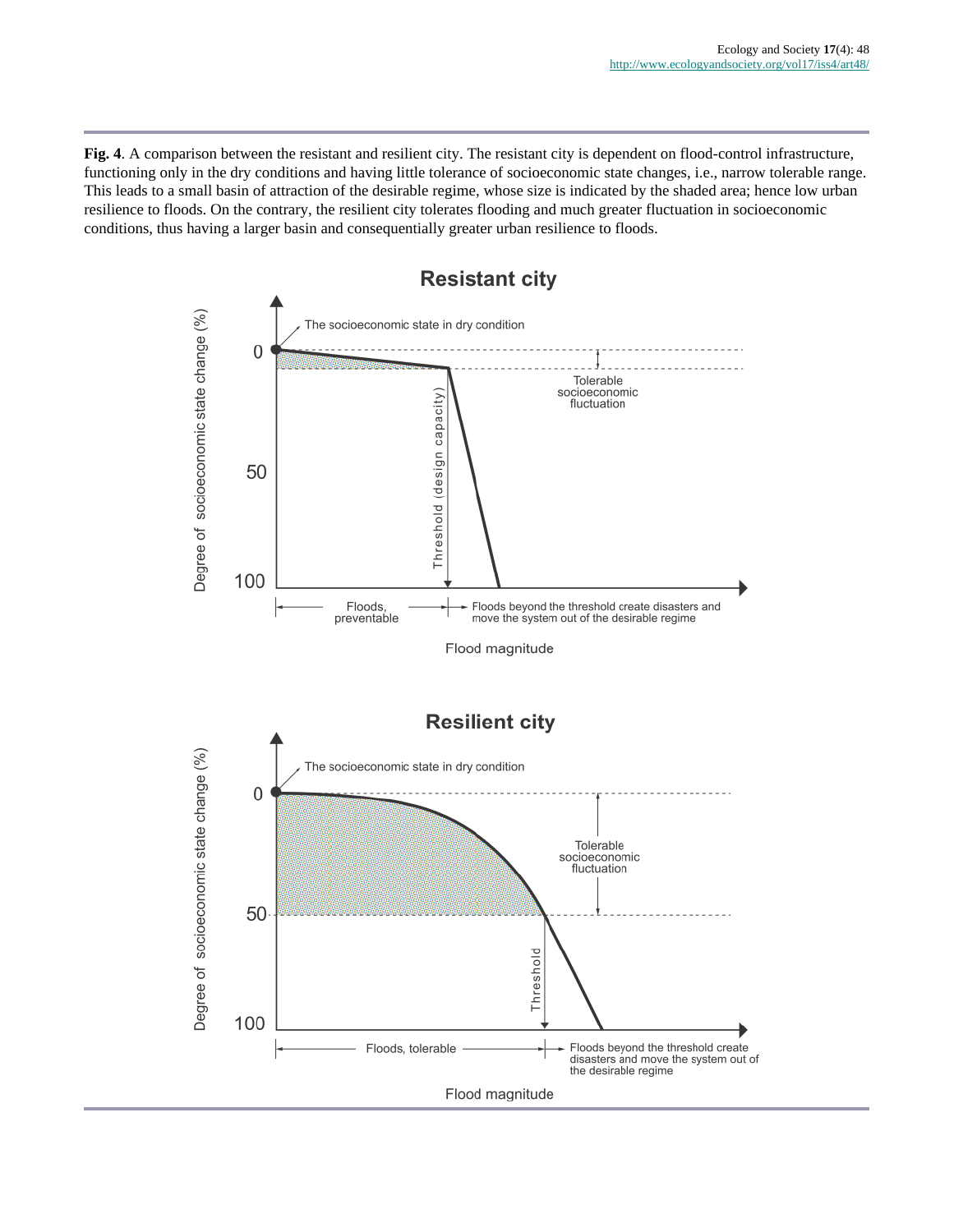**Fig. 4**. A comparison between the resistant and resilient city. The resistant city is dependent on flood-control infrastructure, functioning only in the dry conditions and having little tolerance of socioeconomic state changes, i.e., narrow tolerable range. This leads to a small basin of attraction of the desirable regime, whose size is indicated by the shaded area; hence low urban resilience to floods. On the contrary, the resilient city tolerates flooding and much greater fluctuation in socioeconomic conditions, thus having a larger basin and consequentially greater urban resilience to floods.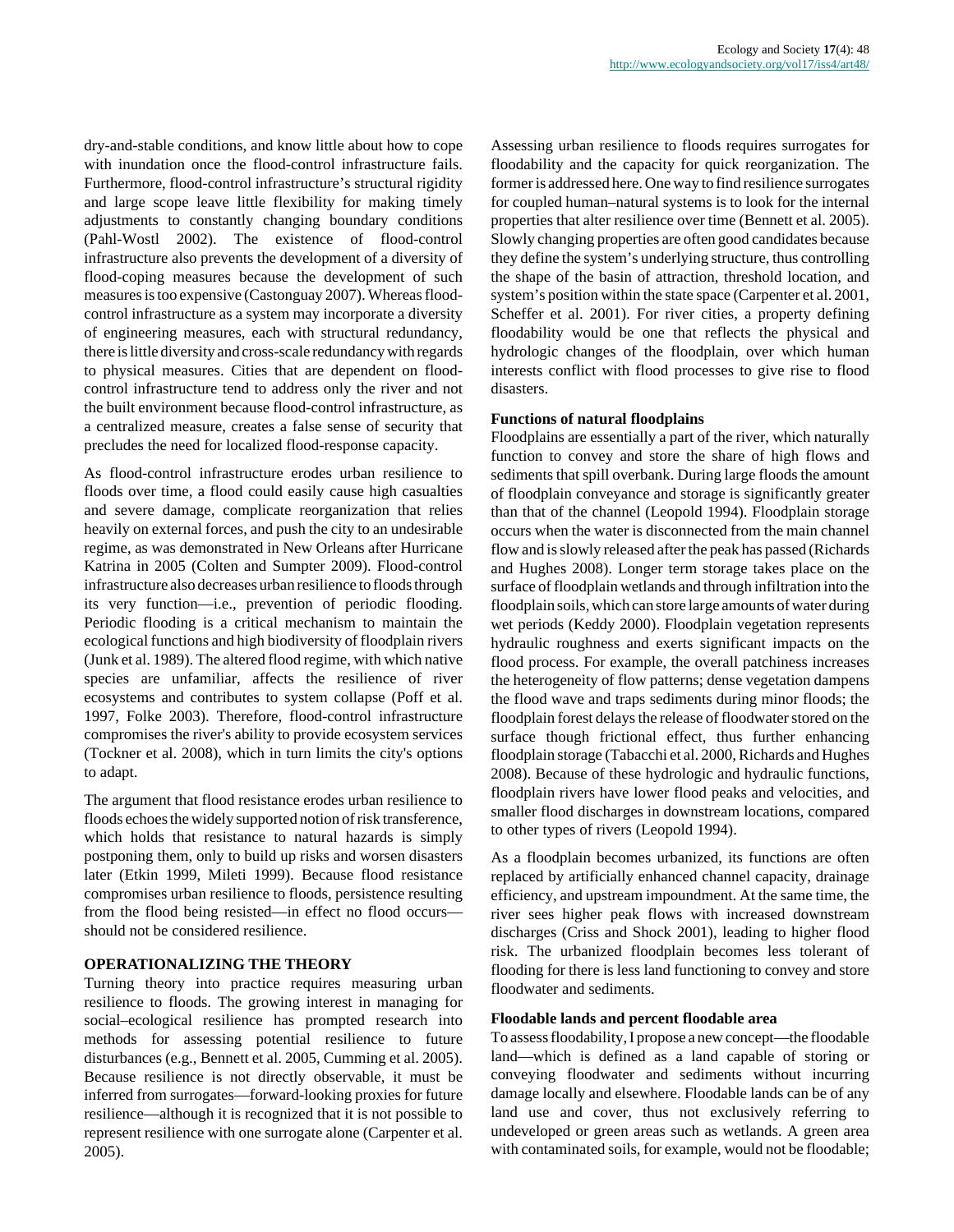dry-and-stable conditions, and know little about how to cope with inundation once the flood-control infrastructure fails. Furthermore, flood-control infrastructure's structural rigidity and large scope leave little flexibility for making timely adjustments to constantly changing boundary conditions (Pahl-Wostl 2002). The existence of flood-control infrastructure also prevents the development of a diversity of flood-coping measures because the development of such measures is too expensive (Castonguay 2007). Whereas flood-control infrastructure as a system may incorporate a diversity of engineering measures, each with structural redundancy, there is little diversity and cross-scale redundancy with regards to physical measures. Cities that are dependent on flood-control infrastructure tend to address only the river and not the built environment because flood-control infrastructure, as a centralized measure, creates a false sense of security that precludes the need for localized flood-response capacity.

As flood-control infrastructure erodes urban resilience to floods over time, a flood could easily cause high casualties and severe damage, complicate reorganization that relies heavily on external forces, and push the city to an undesirable regime, as was demonstrated in New Orleans after Hurricane Katrina in 2005 (Colten and Sumpter 2009). Flood-control infrastructure also decreases urban resilience to floods through its very function—i.e., prevention of periodic flooding. Periodic flooding is a critical mechanism to maintain the ecological functions and high biodiversity of floodplain rivers (Junk et al. 1989). The altered flood regime, with which native species are unfamiliar, affects the resilience of river ecosystems and contributes to system collapse (Poff et al. 1997, Folke 2003). Therefore, flood-control infrastructure compromises the river's ability to provide ecosystem services (Tockner et al. 2008), which in turn limits the city's options to adapt.

The argument that flood resistance erodes urban resilience to floods echoes the widely supported notion of risk transference, which holds that resistance to natural hazards is simply postponing them, only to build up risks and worsen disasters later (Etkin 1999, Mileti 1999). Because flood resistance compromises urban resilience to floods, persistence resulting from the flood being resisted—in effect no flood occurs—should not be considered resilience.

## OPERATIONALIZING THE THEORY

Turning theory into practice requires measuring urban resilience to floods. The growing interest in managing for social–ecological resilience has prompted research into methods for assessing potential resilience to future disturbances (e.g., Bennett et al. 2005, Cumming et al. 2005). Because resilience is not directly observable, it must be inferred from surrogates—forward-looking proxies for future resilience—although it is recognized that it is not possible to represent resilience with one surrogate alone (Carpenter et al. 2005).

Assessing urban resilience to floods requires surrogates for floodability and the capacity for quick reorganization. The former is addressed here. One way to find resilience surrogates for coupled human–natural systems is to look for the internal properties that alter resilience over time (Bennett et al. 2005). Slowly changing properties are often good candidates because they define the system's underlying structure, thus controlling the shape of the basin of attraction, threshold location, and system's position within the state space (Carpenter et al. 2001, Scheffer et al. 2001). For river cities, a property defining floodability would be one that reflects the physical and hydrologic changes of the floodplain, over which human interests conflict with flood processes to give rise to flood disasters.

### Functions of natural floodplains

Floodplains are essentially a part of the river, which naturally function to convey and store the share of high flows and sediments that spill overbank. During large floods the amount of floodplain conveyance and storage is significantly greater than that of the channel (Leopold 1994). Floodplain storage occurs when the water is disconnected from the main channel flow and is slowly released after the peak has passed (Richards and Hughes 2008). Longer term storage takes place on the surface of floodplain wetlands and through infiltration into the floodplain soils, which can store large amounts of water during wet periods (Keddy 2000). Floodplain vegetation represents hydraulic roughness and exerts significant impacts on the flood process. For example, the overall patchiness increases the heterogeneity of flow patterns; dense vegetation dampens the flood wave and traps sediments during minor floods; the floodplain forest delays the release of floodwater stored on the surface though frictional effect, thus further enhancing floodplain storage (Tabacchi et al. 2000, Richards and Hughes 2008). Because of these hydrologic and hydraulic functions, floodplain rivers have lower flood peaks and velocities, and smaller flood discharges in downstream locations, compared to other types of rivers (Leopold 1994).

As a floodplain becomes urbanized, its functions are often replaced by artificially enhanced channel capacity, drainage efficiency, and upstream impoundment. At the same time, the river sees higher peak flows with increased downstream discharges (Criss and Shock 2001), leading to higher flood risk. The urbanized floodplain becomes less tolerant of flooding for there is less land functioning to convey and store floodwater and sediments.

### Floodable lands and percent floodable area

To assess floodability, I propose a new concept—the floodable land—which is defined as a land capable of storing or conveying floodwater and sediments without incurring damage locally and elsewhere. Floodable lands can be of any land use and cover, thus not exclusively referring to undeveloped or green areas such as wetlands. A green area with contaminated soils, for example, would not be floodable;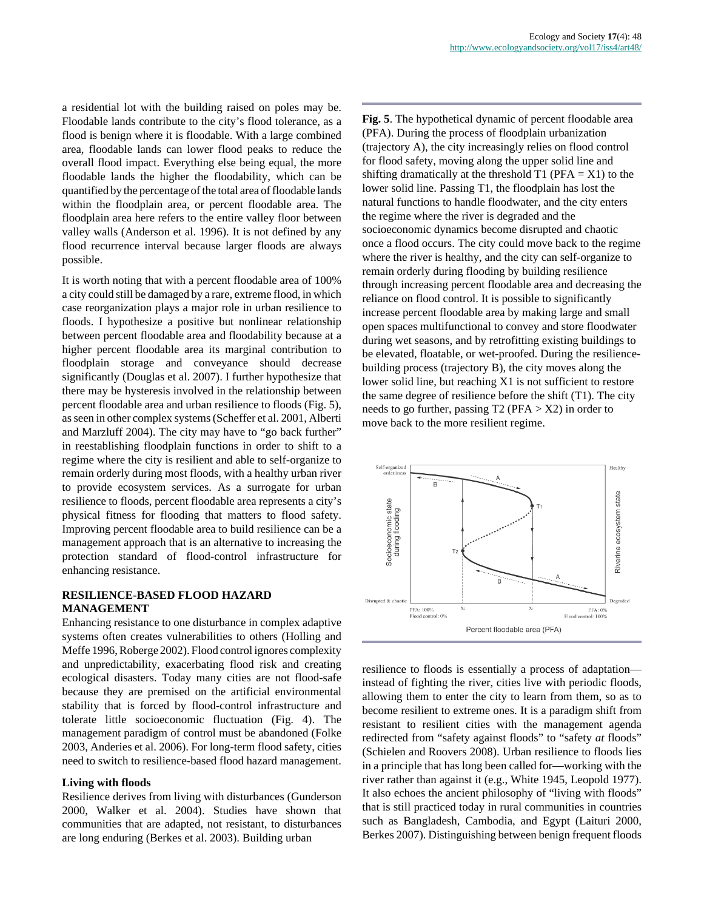a residential lot with the building raised on poles may be. Floodable lands contribute to the city's flood tolerance, as a flood is benign where it is floodable. With a large combined area, floodable lands can lower flood peaks to reduce the overall flood impact. Everything else being equal, the more floodable lands the higher the floodability, which can be quantified by the percentage of the total area of floodable lands within the floodplain area, or percent floodable area. The floodplain area here refers to the entire valley floor between valley walls (Anderson et al. 1996). It is not defined by any flood recurrence interval because larger floods are always possible.

It is worth noting that with a percent floodable area of 100% a city could still be damaged by a rare, extreme flood, in which case reorganization plays a major role in urban resilience to floods. I hypothesize a positive but nonlinear relationship between percent floodable area and floodability because at a higher percent floodable area its marginal contribution to floodplain storage and conveyance should decrease significantly (Douglas et al. 2007). I further hypothesize that there may be hysteresis involved in the relationship between percent floodable area and urban resilience to floods (Fig. 5), as seen in other complex systems (Scheffer et al. 2001, Alberti and Marzluff 2004). The city may have to "go back further" in reestablishing floodplain functions in order to shift to a regime where the city is resilient and able to self-organize to remain orderly during most floods, with a healthy urban river to provide ecosystem services. As a surrogate for urban resilience to floods, percent floodable area represents a city's physical fitness for flooding that matters to flood safety. Improving percent floodable area to build resilience can be a management approach that is an alternative to increasing the protection standard of flood-control infrastructure for enhancing resistance.

**Fig. 5**. The hypothetical dynamic of percent floodable area (PFA). During the process of floodplain urbanization (trajectory A), the city increasingly relies on flood control for flood safety, moving along the upper solid line and shifting dramatically at the threshold T1 (PFA = X1) to the lower solid line. Passing T1, the floodplain has lost the natural functions to handle floodwater, and the city enters the regime where the river is degraded and the socioeconomic dynamics become disrupted and chaotic once a flood occurs. The city could move back to the regime where the river is healthy, and the city can self-organize to remain orderly during flooding by building resilience through increasing percent floodable area and decreasing the reliance on flood control. It is possible to significantly increase percent floodable area by making large and small open spaces multifunctional to convey and store floodwater during wet seasons, and by retrofitting existing buildings to be elevated, floatable, or wet-proofed. During the resilience-building process (trajectory B), the city moves along the lower solid line, but reaching X1 is not sufficient to restore the same degree of resilience before the shift (T1). The city needs to go further, passing T2 (PFA > X2) in order to move back to the more resilient regime.

## RESILIENCE-BASED FLOOD HAZARD MANAGEMENT

Enhancing resistance to one disturbance in complex adaptive systems often creates vulnerabilities to others (Holling and Meffe 1996, Roberge 2002). Flood control ignores complexity and unpredictability, exacerbating flood risk and creating ecological disasters. Today many cities are not flood-safe because they are premised on the artificial environmental stability that is forced by flood-control infrastructure and tolerate little socioeconomic fluctuation (Fig. 4). The management paradigm of control must be abandoned (Folke 2003, Anderies et al. 2006). For long-term flood safety, cities need to switch to resilience-based flood hazard management.

### Living with floods

Resilience derives from living with disturbances (Gunderson 2000, Walker et al. 2004). Studies have shown that communities that are adapted, not resistant, to disturbances are long enduring (Berkes et al. 2003). Building urban resilience to floods is essentially a process of adaptation—instead of fighting the river, cities live with periodic floods, allowing them to enter the city to learn from them, so as to become resilient to extreme ones. It is a paradigm shift from resistant to resilient cities with the management agenda redirected from "safety against floods" to "safety *at* floods" (Schielen and Roovers 2008). Urban resilience to floods lies in a principle that has long been called for—working with the river rather than against it (e.g., White 1945, Leopold 1977). It also echoes the ancient philosophy of "living with floods" that is still practiced today in rural communities in countries such as Bangladesh, Cambodia, and Egypt (Laituri 2000, Berkes 2007). Distinguishing between benign frequent floods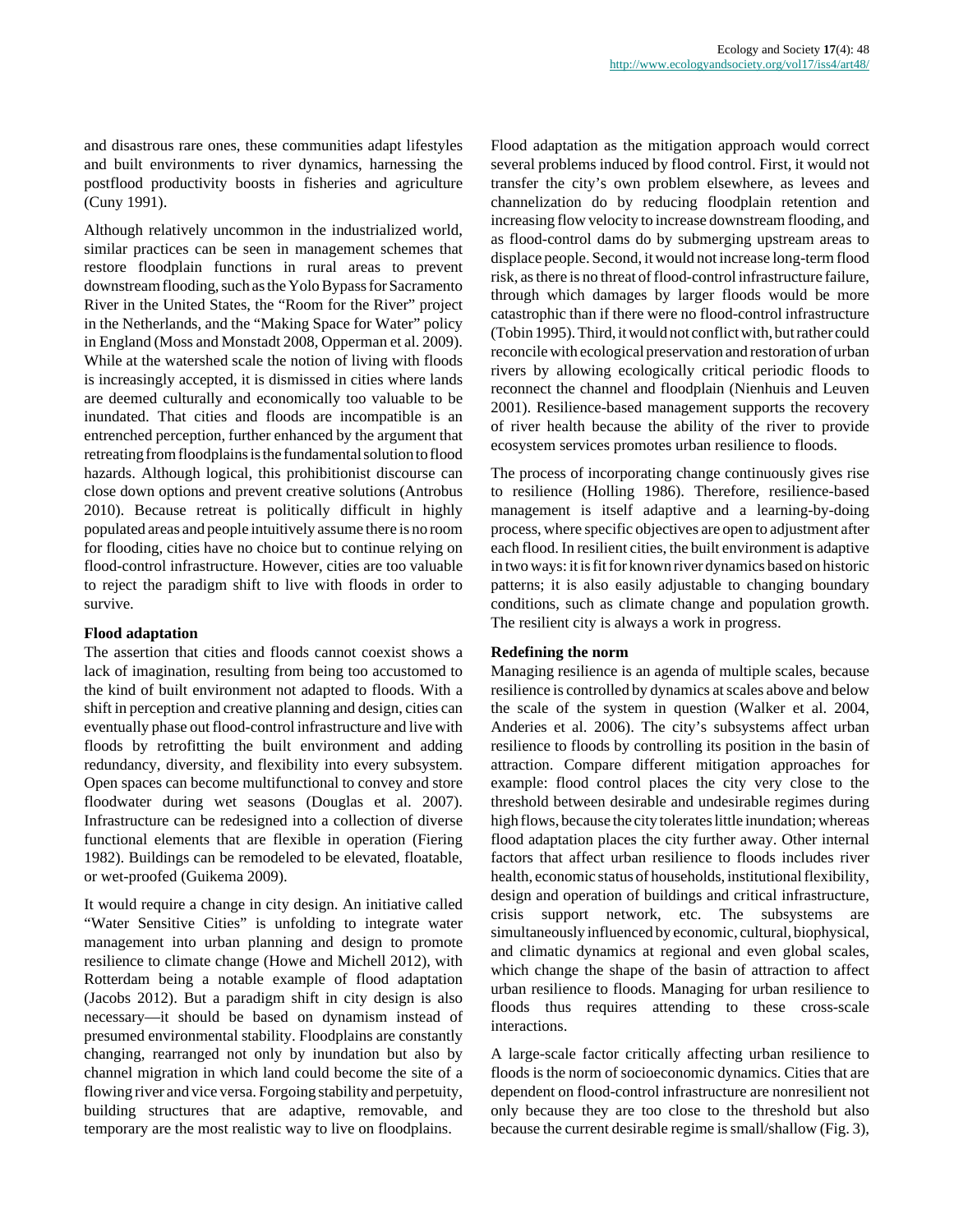and disastrous rare ones, these communities adapt lifestyles and built environments to river dynamics, harnessing the postflood productivity boosts in fisheries and agriculture (Cuny 1991).

Although relatively uncommon in the industrialized world, similar practices can be seen in management schemes that restore floodplain functions in rural areas to prevent downstream flooding, such as the Yolo Bypass for Sacramento River in the United States, the "Room for the River" project in the Netherlands, and the "Making Space for Water" policy in England (Moss and Monstadt 2008, Opperman et al. 2009). While at the watershed scale the notion of living with floods is increasingly accepted, it is dismissed in cities where lands are deemed culturally and economically too valuable to be inundated. That cities and floods are incompatible is an entrenched perception, further enhanced by the argument that retreating from floodplains is the fundamental solution to flood hazards. Although logical, this prohibitionist discourse can close down options and prevent creative solutions (Antrobus 2010). Because retreat is politically difficult in highly populated areas and people intuitively assume there is no room for flooding, cities have no choice but to continue relying on flood-control infrastructure. However, cities are too valuable to reject the paradigm shift to live with floods in order to survive.

### Flood adaptation

The assertion that cities and floods cannot coexist shows a lack of imagination, resulting from being too accustomed to the kind of built environment not adapted to floods. With a shift in perception and creative planning and design, cities can eventually phase out flood-control infrastructure and live with floods by retrofitting the built environment and adding redundancy, diversity, and flexibility into every subsystem. Open spaces can become multifunctional to convey and store floodwater during wet seasons (Douglas et al. 2007). Infrastructure can be redesigned into a collection of diverse functional elements that are flexible in operation (Fiering 1982). Buildings can be remodeled to be elevated, floatable, or wet-proofed (Guikema 2009).

It would require a change in city design. An initiative called "Water Sensitive Cities" is unfolding to integrate water management into urban planning and design to promote resilience to climate change (Howe and Michell 2012), with Rotterdam being a notable example of flood adaptation (Jacobs 2012). But a paradigm shift in city design is also necessary—it should be based on dynamism instead of presumed environmental stability. Floodplains are constantly changing, rearranged not only by inundation but also by channel migration in which land could become the site of a flowing river and vice versa. Forgoing stability and perpetuity, building structures that are adaptive, removable, and temporary are the most realistic way to live on floodplains.

Flood adaptation as the mitigation approach would correct several problems induced by flood control. First, it would not transfer the city's own problem elsewhere, as levees and channelization do by reducing floodplain retention and increasing flow velocity to increase downstream flooding, and as flood-control dams do by submerging upstream areas to displace people. Second, it would not increase long-term flood risk, as there is no threat of flood-control infrastructure failure, through which damages by larger floods would be more catastrophic than if there were no flood-control infrastructure (Tobin 1995). Third, it would not conflict with, but rather could reconcile with ecological preservation and restoration of urban rivers by allowing ecologically critical periodic floods to reconnect the channel and floodplain (Nienhuis and Leuven 2001). Resilience-based management supports the recovery of river health because the ability of the river to provide ecosystem services promotes urban resilience to floods.

The process of incorporating change continuously gives rise to resilience (Holling 1986). Therefore, resilience-based management is itself adaptive and a learning-by-doing process, where specific objectives are open to adjustment after each flood. In resilient cities, the built environment is adaptive in two ways: it is fit for known river dynamics based on historic patterns; it is also easily adjustable to changing boundary conditions, such as climate change and population growth. The resilient city is always a work in progress.

### Redefining the norm

Managing resilience is an agenda of multiple scales, because resilience is controlled by dynamics at scales above and below the scale of the system in question (Walker et al. 2004, Anderies et al. 2006). The city's subsystems affect urban resilience to floods by controlling its position in the basin of attraction. Compare different mitigation approaches for example: flood control places the city very close to the threshold between desirable and undesirable regimes during high flows, because the city tolerates little inundation; whereas flood adaptation places the city further away. Other internal factors that affect urban resilience to floods includes river health, economic status of households, institutional flexibility, design and operation of buildings and critical infrastructure, crisis support network, etc. The subsystems are simultaneously influenced by economic, cultural, biophysical, and climatic dynamics at regional and even global scales, which change the shape of the basin of attraction to affect urban resilience to floods. Managing for urban resilience to floods thus requires attending to these cross-scale interactions.

A large-scale factor critically affecting urban resilience to floods is the norm of socioeconomic dynamics. Cities that are dependent on flood-control infrastructure are nonresilient not only because they are too close to the threshold but also because the current desirable regime is small/shallow (Fig. 3),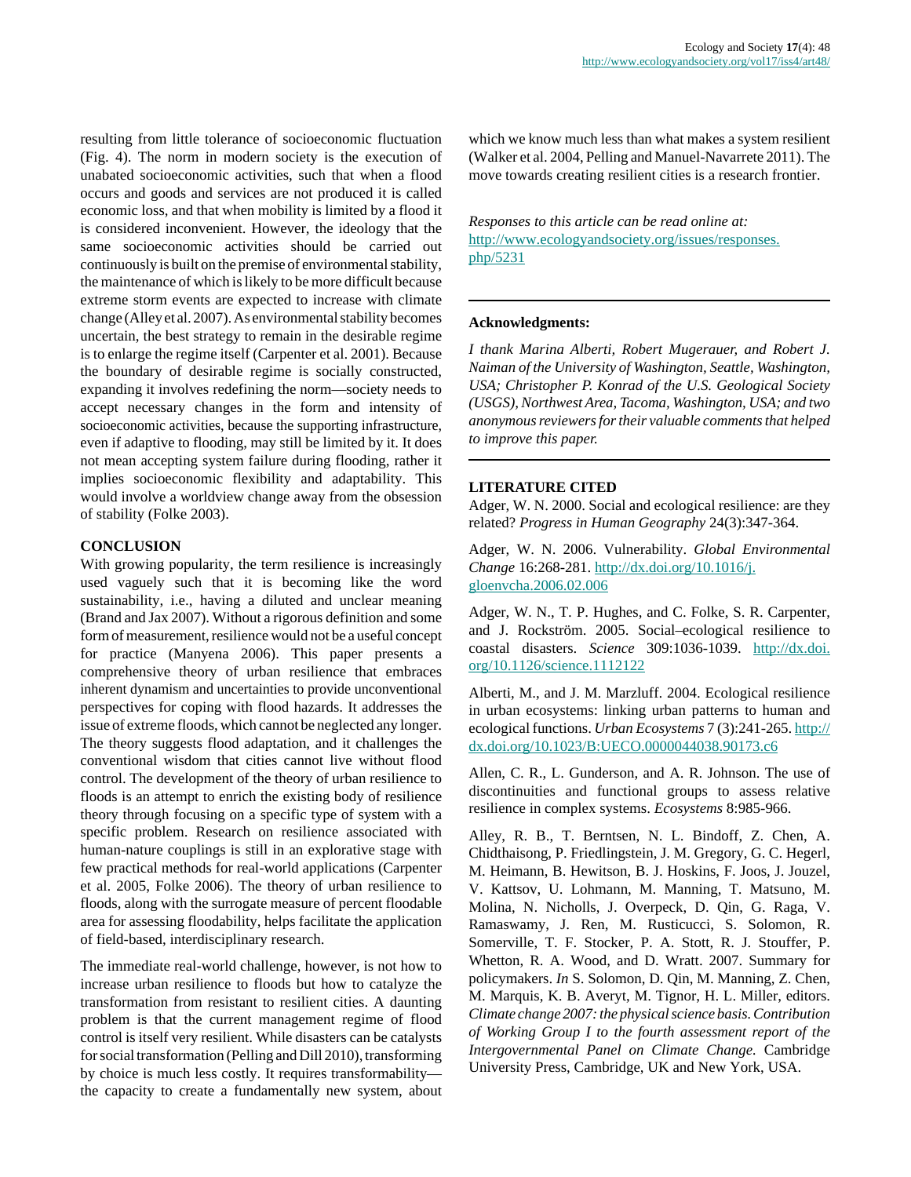resulting from little tolerance of socioeconomic fluctuation (Fig. 4). The norm in modern society is the execution of unabated socioeconomic activities, such that when a flood occurs and goods and services are not produced it is called economic loss, and that when mobility is limited by a flood it is considered inconvenient. However, the ideology that the same socioeconomic activities should be carried out continuously is built on the premise of environmental stability, the maintenance of which is likely to be more difficult because extreme storm events are expected to increase with climate change (Alley et al. 2007). As environmental stability becomes uncertain, the best strategy to remain in the desirable regime is to enlarge the regime itself (Carpenter et al. 2001). Because the boundary of desirable regime is socially constructed, expanding it involves redefining the norm—society needs to accept necessary changes in the form and intensity of socioeconomic activities, because the supporting infrastructure, even if adaptive to flooding, may still be limited by it. It does not mean accepting system failure during flooding, rather it implies socioeconomic flexibility and adaptability. This would involve a worldview change away from the obsession of stability (Folke 2003).

## CONCLUSION

With growing popularity, the term resilience is increasingly used vaguely such that it is becoming like the word sustainability, i.e., having a diluted and unclear meaning (Brand and Jax 2007). Without a rigorous definition and some form of measurement, resilience would not be a useful concept for practice (Manyena 2006). This paper presents a comprehensive theory of urban resilience that embraces inherent dynamism and uncertainties to provide unconventional perspectives for coping with flood hazards. It addresses the issue of extreme floods, which cannot be neglected any longer. The theory suggests flood adaptation, and it challenges the conventional wisdom that cities cannot live without flood control. The development of the theory of urban resilience to floods is an attempt to enrich the existing body of resilience theory through focusing on a specific type of system with a specific problem. Research on resilience associated with human-nature couplings is still in an explorative stage with few practical methods for real-world applications (Carpenter et al. 2005, Folke 2006). The theory of urban resilience to floods, along with the surrogate measure of percent floodable area for assessing floodability, helps facilitate the application of field-based, interdisciplinary research.

The immediate real-world challenge, however, is not how to increase urban resilience to floods but how to catalyze the transformation from resistant to resilient cities. A daunting problem is that the current management regime of flood control is itself very resilient. While disasters can be catalysts for social transformation (Pelling and Dill 2010), transforming by choice is much less costly. It requires transformability—the capacity to create a fundamentally new system, about which we know much less than what makes a system resilient (Walker et al. 2004, Pelling and Manuel-Navarrete 2011). The move towards creating resilient cities is a research frontier.

*Responses to this article can be read online at:*
http://www.ecologyandsociety.org/issues/responses.php/5231

**Acknowledgments:**

*I thank Marina Alberti, Robert Mugerauer, and Robert J. Naiman of the University of Washington, Seattle, Washington, USA; Christopher P. Konrad of the U.S. Geological Society (USGS), Northwest Area, Tacoma, Washington, USA; and two anonymous reviewers for their valuable comments that helped to improve this paper.*

## LITERATURE CITED

Adger, W. N. 2000. Social and ecological resilience: are they related? *Progress in Human Geography* 24(3):347-364.

Adger, W. N. 2006. Vulnerability. *Global Environmental Change* 16:268-281. http://dx.doi.org/10.1016/j.gloenvcha.2006.02.006

Adger, W. N., T. P. Hughes, and C. Folke, S. R. Carpenter, and J. Rockström. 2005. Social–ecological resilience to coastal disasters. *Science* 309:1036-1039. http://dx.doi.org/10.1126/science.1112122

Alberti, M., and J. M. Marzluff. 2004. Ecological resilience in urban ecosystems: linking urban patterns to human and ecological functions. *Urban Ecosystems* 7 (3):241-265. http://dx.doi.org/10.1023/B:UECO.0000044038.90173.c6

Allen, C. R., L. Gunderson, and A. R. Johnson. The use of discontinuities and functional groups to assess relative resilience in complex systems. *Ecosystems* 8:985-966.

Alley, R. B., T. Berntsen, N. L. Bindoff, Z. Chen, A. Chidthaisong, P. Friedlingstein, J. M. Gregory, G. C. Hegerl, M. Heimann, B. Hewitson, B. J. Hoskins, F. Joos, J. Jouzel, V. Kattsov, U. Lohmann, M. Manning, T. Matsuno, M. Molina, N. Nicholls, J. Overpeck, D. Qin, G. Raga, V. Ramaswamy, J. Ren, M. Rusticucci, S. Solomon, R. Somerville, T. F. Stocker, P. A. Stott, R. J. Stouffer, P. Whetton, R. A. Wood, and D. Wratt. 2007. Summary for policymakers. *In* S. Solomon, D. Qin, M. Manning, Z. Chen, M. Marquis, K. B. Averyt, M. Tignor, H. L. Miller, editors. *Climate change 2007: the physical science basis. Contribution of Working Group I to the fourth assessment report of the Intergovernmental Panel on Climate Change.* Cambridge University Press, Cambridge, UK and New York, USA.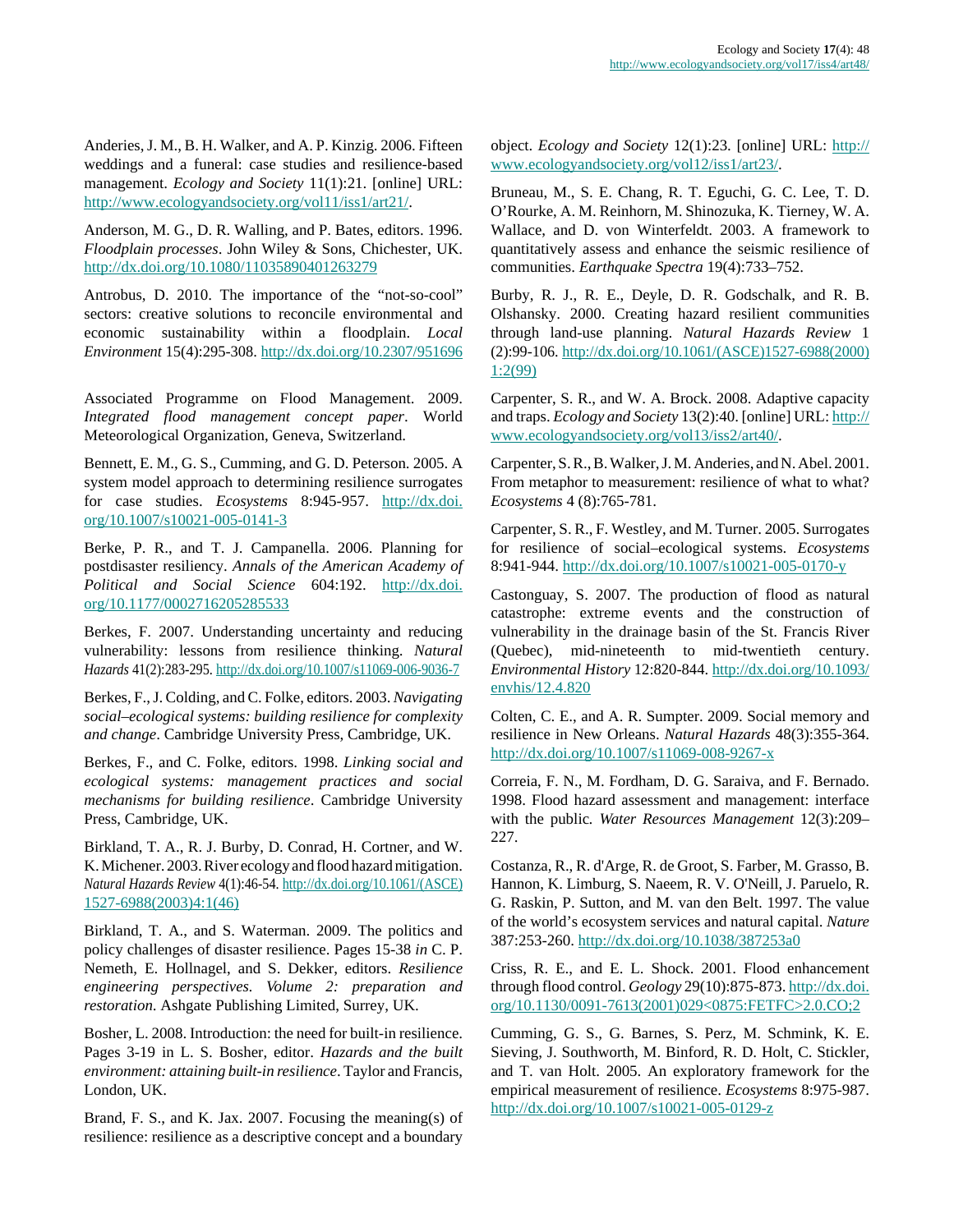Anderies, J. M., B. H. Walker, and A. P. Kinzig. 2006. Fifteen weddings and a funeral: case studies and resilience-based management. *Ecology and Society* 11(1):21. [online] URL: http://www.ecologyandsociety.org/vol11/iss1/art21/.

Anderson, M. G., D. R. Walling, and P. Bates, editors. 1996. *Floodplain processes*. John Wiley & Sons, Chichester, UK. http://dx.doi.org/10.1080/11035890401263279

Antrobus, D. 2010. The importance of the "not-so-cool" sectors: creative solutions to reconcile environmental and economic sustainability within a floodplain. *Local Environment* 15(4):295-308. http://dx.doi.org/10.2307/951696

Associated Programme on Flood Management. 2009. *Integrated flood management concept paper*. World Meteorological Organization, Geneva, Switzerland.

Bennett, E. M., G. S., Cumming, and G. D. Peterson. 2005. A system model approach to determining resilience surrogates for case studies. *Ecosystems* 8:945-957. http://dx.doi.org/10.1007/s10021-005-0141-3

Berke, P. R., and T. J. Campanella. 2006. Planning for postdisaster resiliency. *Annals of the American Academy of Political and Social Science* 604:192. http://dx.doi.org/10.1177/0002716205285533

Berkes, F. 2007. Understanding uncertainty and reducing vulnerability: lessons from resilience thinking. *Natural Hazards* 41(2):283-295. http://dx.doi.org/10.1007/s11069-006-9036-7

Berkes, F., J. Colding, and C. Folke, editors. 2003. *Navigating social–ecological systems: building resilience for complexity and change*. Cambridge University Press, Cambridge, UK.

Berkes, F., and C. Folke, editors. 1998. *Linking social and ecological systems: management practices and social mechanisms for building resilience*. Cambridge University Press, Cambridge, UK.

Birkland, T. A., R. J. Burby, D. Conrad, H. Cortner, and W. K. Michener. 2003. River ecology and flood hazard mitigation. *Natural Hazards Review* 4(1):46-54. http://dx.doi.org/10.1061/(ASCE)1527-6988(2003)4:1(46)

Birkland, T. A., and S. Waterman. 2009. The politics and policy challenges of disaster resilience. Pages 15-38 *in* C. P. Nemeth, E. Hollnagel, and S. Dekker, editors. *Resilience engineering perspectives. Volume 2: preparation and restoration*. Ashgate Publishing Limited, Surrey, UK.

Bosher, L. 2008. Introduction: the need for built-in resilience. Pages 3-19 in L. S. Bosher, editor. *Hazards and the built environment: attaining built-in resilience*. Taylor and Francis, London, UK.

Brand, F. S., and K. Jax. 2007. Focusing the meaning(s) of resilience: resilience as a descriptive concept and a boundary object. *Ecology and Society* 12(1):23. [online] URL: http://www.ecologyandsociety.org/vol12/iss1/art23/.

Bruneau, M., S. E. Chang, R. T. Eguchi, G. C. Lee, T. D. O'Rourke, A. M. Reinhorn, M. Shinozuka, K. Tierney, W. A. Wallace, and D. von Winterfeldt. 2003. A framework to quantitatively assess and enhance the seismic resilience of communities. *Earthquake Spectra* 19(4):733–752.

Burby, R. J., R. E., Deyle, D. R. Godschalk, and R. B. Olshansky. 2000. Creating hazard resilient communities through land-use planning. *Natural Hazards Review* 1 (2):99-106. http://dx.doi.org/10.1061/(ASCE)1527-6988(2000)1:2(99)

Carpenter, S. R., and W. A. Brock. 2008. Adaptive capacity and traps. *Ecology and Society* 13(2):40. [online] URL: http://www.ecologyandsociety.org/vol13/iss2/art40/.

Carpenter, S. R., B. Walker, J. M. Anderies, and N. Abel. 2001. From metaphor to measurement: resilience of what to what? *Ecosystems* 4 (8):765-781.

Carpenter, S. R., F. Westley, and M. Turner. 2005. Surrogates for resilience of social–ecological systems. *Ecosystems* 8:941-944. http://dx.doi.org/10.1007/s10021-005-0170-y

Castonguay, S. 2007. The production of flood as natural catastrophe: extreme events and the construction of vulnerability in the drainage basin of the St. Francis River (Quebec), mid-nineteenth to mid-twentieth century. *Environmental History* 12:820-844. http://dx.doi.org/10.1093/envhis/12.4.820

Colten, C. E., and A. R. Sumpter. 2009. Social memory and resilience in New Orleans. *Natural Hazards* 48(3):355-364. http://dx.doi.org/10.1007/s11069-008-9267-x

Correia, F. N., M. Fordham, D. G. Saraiva, and F. Bernado. 1998. Flood hazard assessment and management: interface with the public. *Water Resources Management* 12(3):209–227.

Costanza, R., R. d'Arge, R. de Groot, S. Farber, M. Grasso, B. Hannon, K. Limburg, S. Naeem, R. V. O'Neill, J. Paruelo, R. G. Raskin, P. Sutton, and M. van den Belt. 1997. The value of the world's ecosystem services and natural capital. *Nature* 387:253-260. http://dx.doi.org/10.1038/387253a0

Criss, R. E., and E. L. Shock. 2001. Flood enhancement through flood control. *Geology* 29(10):875-873. http://dx.doi.org/10.1130/0091-7613(2001)029<0875:FETFC>2.0.CO;2

Cumming, G. S., G. Barnes, S. Perz, M. Schmink, K. E. Sieving, J. Southworth, M. Binford, R. D. Holt, C. Stickler, and T. van Holt. 2005. An exploratory framework for the empirical measurement of resilience. *Ecosystems* 8:975-987. http://dx.doi.org/10.1007/s10021-005-0129-z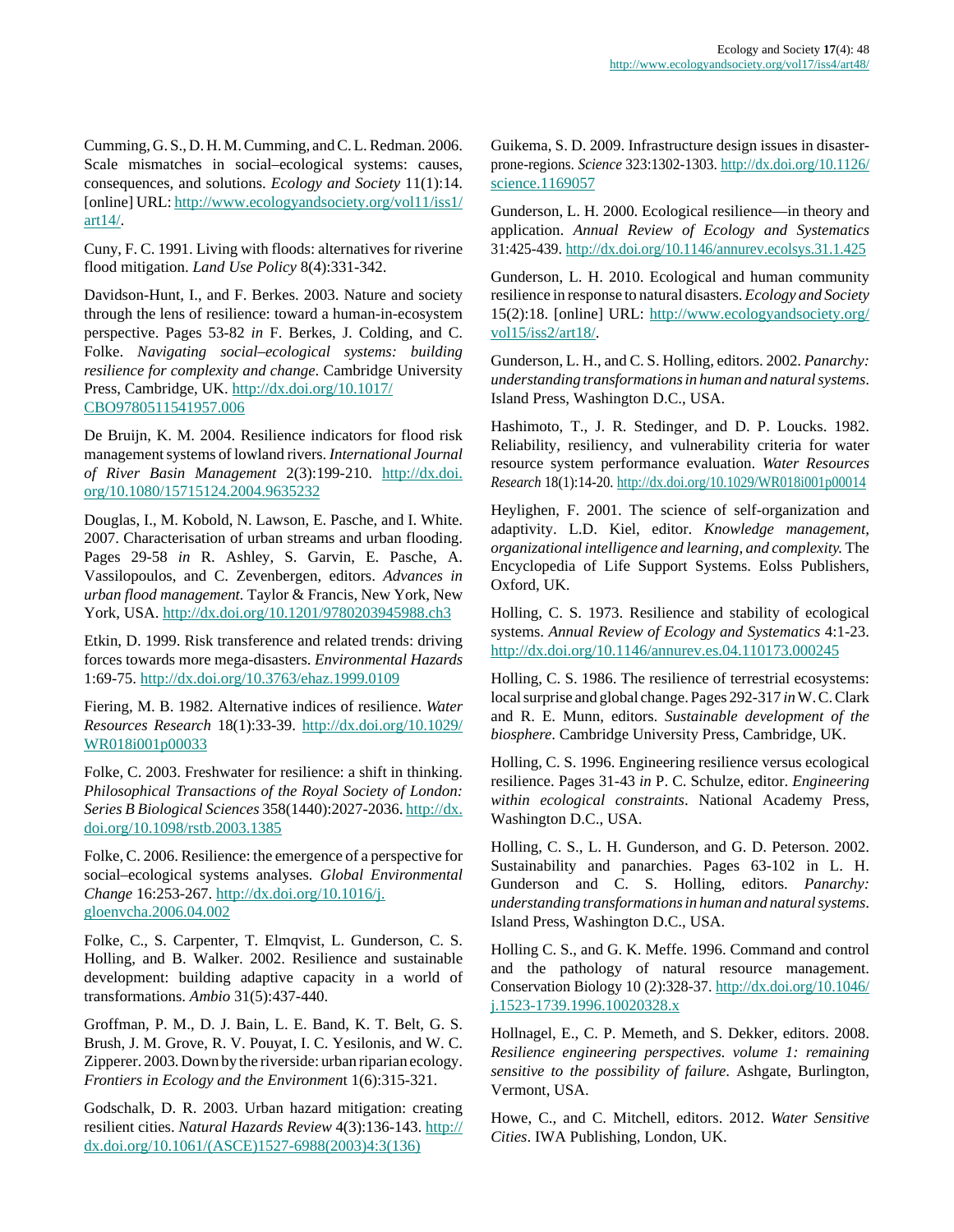Cumming, G. S., D. H. M. Cumming, and C. L. Redman. 2006. Scale mismatches in social–ecological systems: causes, consequences, and solutions. *Ecology and Society* 11(1):14. [online] URL: http://www.ecologyandsociety.org/vol11/iss1/art14/.

Cuny, F. C. 1991. Living with floods: alternatives for riverine flood mitigation. *Land Use Policy* 8(4):331-342.

Davidson-Hunt, I., and F. Berkes. 2003. Nature and society through the lens of resilience: toward a human-in-ecosystem perspective. Pages 53-82 *in* F. Berkes, J. Colding, and C. Folke. *Navigating social–ecological systems: building resilience for complexity and change*. Cambridge University Press, Cambridge, UK. http://dx.doi.org/10.1017/CBO9780511541957.006

De Bruijn, K. M. 2004. Resilience indicators for flood risk management systems of lowland rivers. *International Journal of River Basin Management* 2(3):199-210. http://dx.doi.org/10.1080/15715124.2004.9635232

Douglas, I., M. Kobold, N. Lawson, E. Pasche, and I. White. 2007. Characterisation of urban streams and urban flooding. Pages 29-58 *in* R. Ashley, S. Garvin, E. Pasche, A. Vassilopoulos, and C. Zevenbergen, editors. *Advances in urban flood management*. Taylor & Francis, New York, New York, USA. http://dx.doi.org/10.1201/9780203945988.ch3

Etkin, D. 1999. Risk transference and related trends: driving forces towards more mega-disasters. *Environmental Hazards* 1:69-75. http://dx.doi.org/10.3763/ehaz.1999.0109

Fiering, M. B. 1982. Alternative indices of resilience. *Water Resources Research* 18(1):33-39. http://dx.doi.org/10.1029/WR018i001p00033

Folke, C. 2003. Freshwater for resilience: a shift in thinking. *Philosophical Transactions of the Royal Society of London: Series B Biological Sciences* 358(1440):2027-2036. http://dx.doi.org/10.1098/rstb.2003.1385

Folke, C. 2006. Resilience: the emergence of a perspective for social–ecological systems analyses. *Global Environmental Change* 16:253-267. http://dx.doi.org/10.1016/j.gloenvcha.2006.04.002

Folke, C., S. Carpenter, T. Elmqvist, L. Gunderson, C. S. Holling, and B. Walker. 2002. Resilience and sustainable development: building adaptive capacity in a world of transformations. *Ambio* 31(5):437-440.

Groffman, P. M., D. J. Bain, L. E. Band, K. T. Belt, G. S. Brush, J. M. Grove, R. V. Pouyat, I. C. Yesilonis, and W. C. Zipperer. 2003. Down by the riverside: urban riparian ecology. *Frontiers in Ecology and the Environment* 1(6):315-321.

Godschalk, D. R. 2003. Urban hazard mitigation: creating resilient cities. *Natural Hazards Review* 4(3):136-143. http://dx.doi.org/10.1061/(ASCE)1527-6988(2003)4:3(136)

Guikema, S. D. 2009. Infrastructure design issues in disaster-prone-regions. *Science* 323:1302-1303. http://dx.doi.org/10.1126/science.1169057

Gunderson, L. H. 2000. Ecological resilience—in theory and application. *Annual Review of Ecology and Systematics* 31:425-439. http://dx.doi.org/10.1146/annurev.ecolsys.31.1.425

Gunderson, L. H. 2010. Ecological and human community resilience in response to natural disasters. *Ecology and Society* 15(2):18. [online] URL: http://www.ecologyandsociety.org/vol15/iss2/art18/.

Gunderson, L. H., and C. S. Holling, editors. 2002. *Panarchy: understanding transformations in human and natural systems*. Island Press, Washington D.C., USA.

Hashimoto, T., J. R. Stedinger, and D. P. Loucks. 1982. Reliability, resiliency, and vulnerability criteria for water resource system performance evaluation. *Water Resources Research* 18(1):14-20. http://dx.doi.org/10.1029/WR018i001p00014

Heylighen, F. 2001. The science of self-organization and adaptivity. L.D. Kiel, editor. *Knowledge management, organizational intelligence and learning, and complexity.* The Encyclopedia of Life Support Systems. Eolss Publishers, Oxford, UK.

Holling, C. S. 1973. Resilience and stability of ecological systems. *Annual Review of Ecology and Systematics* 4:1-23. http://dx.doi.org/10.1146/annurev.es.04.110173.000245

Holling, C. S. 1986. The resilience of terrestrial ecosystems: local surprise and global change. Pages 292-317 *in* W. C. Clark and R. E. Munn, editors. *Sustainable development of the biosphere*. Cambridge University Press, Cambridge, UK.

Holling, C. S. 1996. Engineering resilience versus ecological resilience. Pages 31-43 *in* P. C. Schulze, editor. *Engineering within ecological constraints*. National Academy Press, Washington D.C., USA.

Holling, C. S., L. H. Gunderson, and G. D. Peterson. 2002. Sustainability and panarchies. Pages 63-102 in L. H. Gunderson and C. S. Holling, editors. *Panarchy: understanding transformations in human and natural systems*. Island Press, Washington D.C., USA.

Holling C. S., and G. K. Meffe. 1996. Command and control and the pathology of natural resource management. Conservation Biology 10 (2):328-37. http://dx.doi.org/10.1046/j.1523-1739.1996.10020328.x

Hollnagel, E., C. P. Memeth, and S. Dekker, editors. 2008. *Resilience engineering perspectives. volume 1: remaining sensitive to the possibility of failure*. Ashgate, Burlington, Vermont, USA.

Howe, C., and C. Mitchell, editors. 2012. *Water Sensitive Cities*. IWA Publishing, London, UK.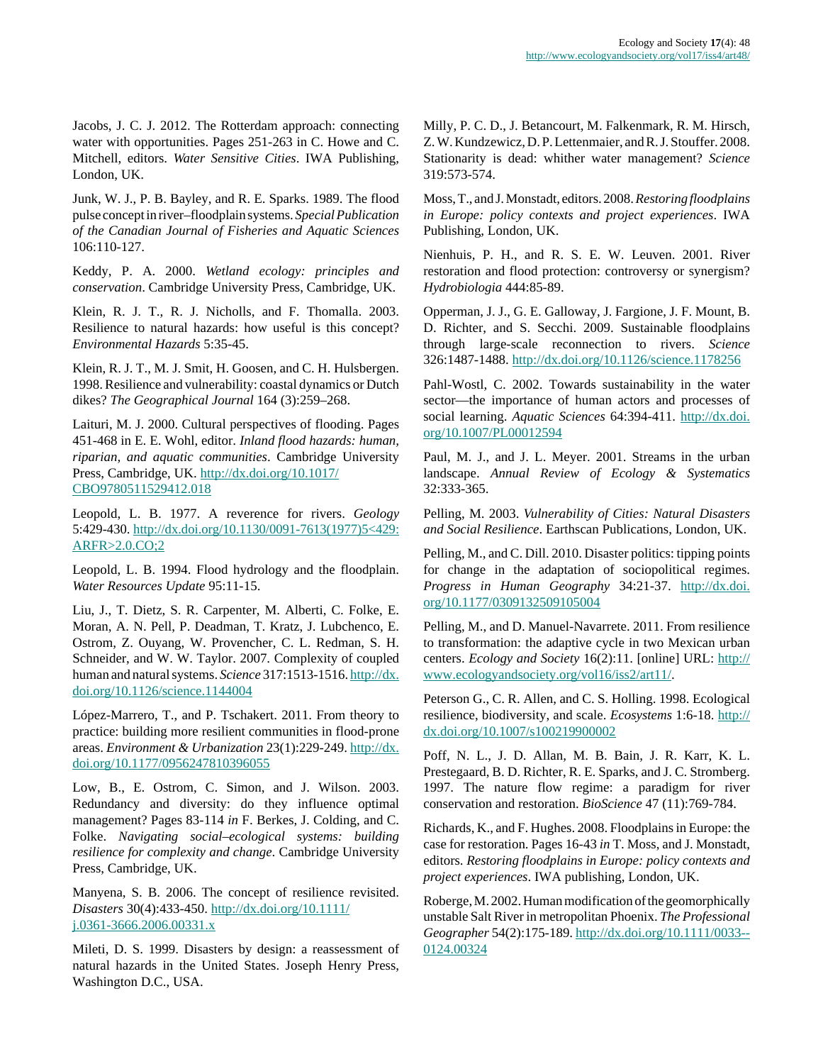Jacobs, J. C. J. 2012. The Rotterdam approach: connecting water with opportunities. Pages 251-263 in C. Howe and C. Mitchell, editors. *Water Sensitive Cities*. IWA Publishing, London, UK.

Junk, W. J., P. B. Bayley, and R. E. Sparks. 1989. The flood pulse concept in river–floodplain systems. *Special Publication of the Canadian Journal of Fisheries and Aquatic Sciences* 106:110-127.

Keddy, P. A. 2000. *Wetland ecology: principles and conservation*. Cambridge University Press, Cambridge, UK.

Klein, R. J. T., R. J. Nicholls, and F. Thomalla. 2003. Resilience to natural hazards: how useful is this concept? *Environmental Hazards* 5:35-45.

Klein, R. J. T., M. J. Smit, H. Goosen, and C. H. Hulsbergen. 1998. Resilience and vulnerability: coastal dynamics or Dutch dikes? *The Geographical Journal* 164 (3):259–268.

Laituri, M. J. 2000. Cultural perspectives of flooding. Pages 451-468 in E. E. Wohl, editor. *Inland flood hazards: human, riparian, and aquatic communities*. Cambridge University Press, Cambridge, UK. http://dx.doi.org/10.1017/CBO9780511529412.018

Leopold, L. B. 1977. A reverence for rivers. *Geology* 5:429-430. http://dx.doi.org/10.1130/0091-7613(1977)5<429:ARFR>2.0.CO;2

Leopold, L. B. 1994. Flood hydrology and the floodplain. *Water Resources Update* 95:11-15.

Liu, J., T. Dietz, S. R. Carpenter, M. Alberti, C. Folke, E. Moran, A. N. Pell, P. Deadman, T. Kratz, J. Lubchenco, E. Ostrom, Z. Ouyang, W. Provencher, C. L. Redman, S. H. Schneider, and W. W. Taylor. 2007. Complexity of coupled human and natural systems. *Science* 317:1513-1516. http://dx.doi.org/10.1126/science.1144004

López-Marrero, T., and P. Tschakert. 2011. From theory to practice: building more resilient communities in flood-prone areas. *Environment & Urbanization* 23(1):229-249. http://dx.doi.org/10.1177/0956247810396055

Low, B., E. Ostrom, C. Simon, and J. Wilson. 2003. Redundancy and diversity: do they influence optimal management? Pages 83-114 *in* F. Berkes, J. Colding, and C. Folke. *Navigating social–ecological systems: building resilience for complexity and change*. Cambridge University Press, Cambridge, UK.

Manyena, S. B. 2006. The concept of resilience revisited. *Disasters* 30(4):433-450. http://dx.doi.org/10.1111/j.0361-3666.2006.00331.x

Mileti, D. S. 1999. Disasters by design: a reassessment of natural hazards in the United States. Joseph Henry Press, Washington D.C., USA.

Milly, P. C. D., J. Betancourt, M. Falkenmark, R. M. Hirsch, Z. W. Kundzewicz, D. P. Lettenmaier, and R. J. Stouffer. 2008. Stationarity is dead: whither water management? *Science* 319:573-574.

Moss, T., and J. Monstadt, editors. 2008. *Restoring floodplains in Europe: policy contexts and project experiences*. IWA Publishing, London, UK.

Nienhuis, P. H., and R. S. E. W. Leuven. 2001. River restoration and flood protection: controversy or synergism? *Hydrobiologia* 444:85-89.

Opperman, J. J., G. E. Galloway, J. Fargione, J. F. Mount, B. D. Richter, and S. Secchi. 2009. Sustainable floodplains through large-scale reconnection to rivers. *Science* 326:1487-1488. http://dx.doi.org/10.1126/science.1178256

Pahl-Wostl, C. 2002. Towards sustainability in the water sector—the importance of human actors and processes of social learning. *Aquatic Sciences* 64:394-411. http://dx.doi.org/10.1007/PL00012594

Paul, M. J., and J. L. Meyer. 2001. Streams in the urban landscape. *Annual Review of Ecology & Systematics* 32:333-365.

Pelling, M. 2003. *Vulnerability of Cities: Natural Disasters and Social Resilience*. Earthscan Publications, London, UK.

Pelling, M., and C. Dill. 2010. Disaster politics: tipping points for change in the adaptation of sociopolitical regimes. *Progress in Human Geography* 34:21-37. http://dx.doi.org/10.1177/0309132509105004

Pelling, M., and D. Manuel-Navarrete. 2011. From resilience to transformation: the adaptive cycle in two Mexican urban centers. *Ecology and Society* 16(2):11. [online] URL: http://www.ecologyandsociety.org/vol16/iss2/art11/.

Peterson G., C. R. Allen, and C. S. Holling. 1998. Ecological resilience, biodiversity, and scale. *Ecosystems* 1:6-18. http://dx.doi.org/10.1007/s100219900002

Poff, N. L., J. D. Allan, M. B. Bain, J. R. Karr, K. L. Prestegaard, B. D. Richter, R. E. Sparks, and J. C. Stromberg. 1997. The nature flow regime: a paradigm for river conservation and restoration. *BioScience* 47 (11):769-784.

Richards, K., and F. Hughes. 2008. Floodplains in Europe: the case for restoration. Pages 16-43 *in* T. Moss, and J. Monstadt, editors. *Restoring floodplains in Europe: policy contexts and project experiences*. IWA publishing, London, UK.

Roberge, M. 2002. Human modification of the geomorphically unstable Salt River in metropolitan Phoenix. *The Professional Geographer* 54(2):175-189. http://dx.doi.org/10.1111/0033--0124.00324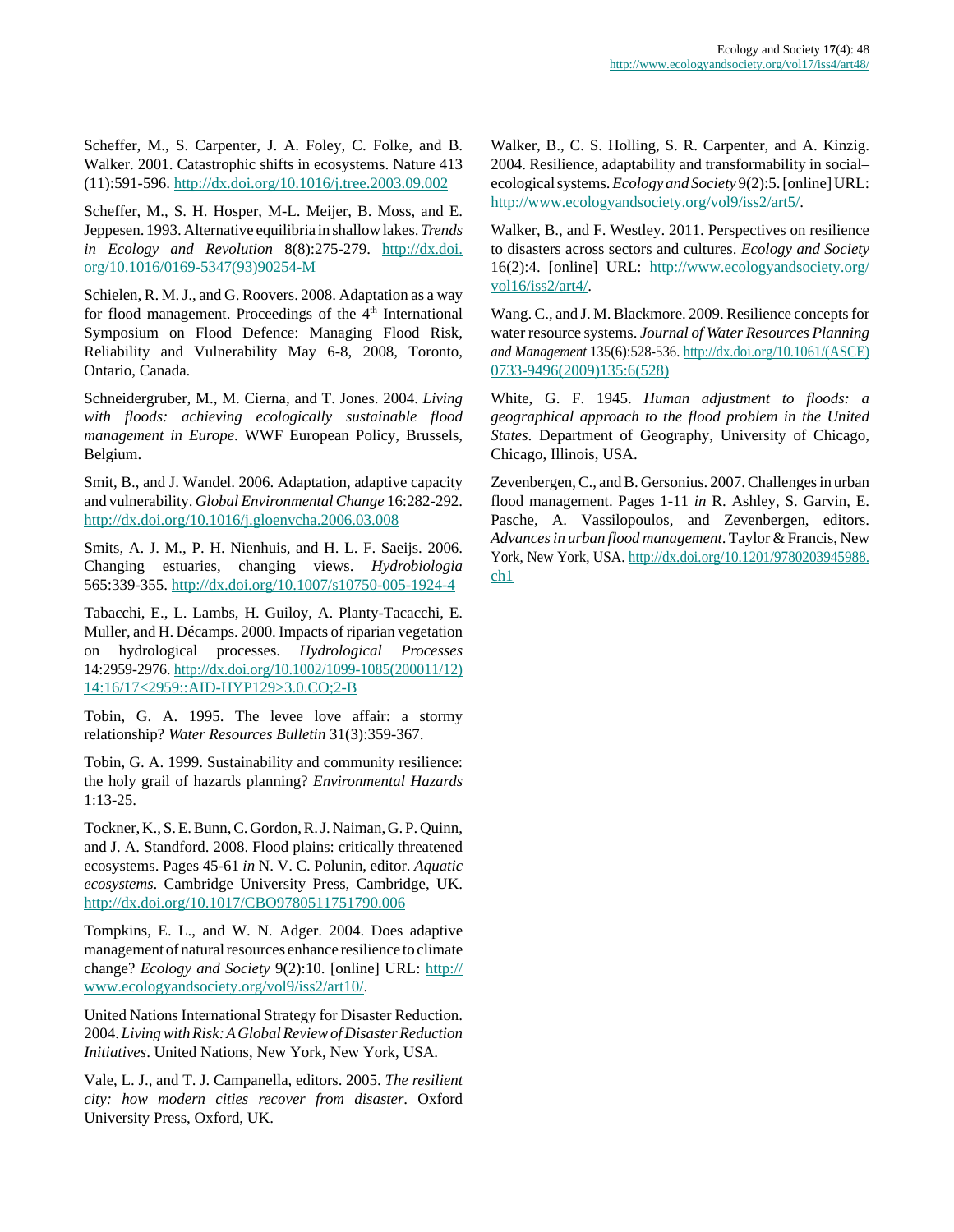Scheffer, M., S. Carpenter, J. A. Foley, C. Folke, and B. Walker. 2001. Catastrophic shifts in ecosystems. Nature 413 (11):591-596. http://dx.doi.org/10.1016/j.tree.2003.09.002

Scheffer, M., S. H. Hosper, M-L. Meijer, B. Moss, and E. Jeppesen. 1993. Alternative equilibria in shallow lakes. *Trends in Ecology and Revolution* 8(8):275-279. http://dx.doi.org/10.1016/0169-5347(93)90254-M

Schielen, R. M. J., and G. Roovers. 2008. Adaptation as a way for flood management. Proceedings of the 4th International Symposium on Flood Defence: Managing Flood Risk, Reliability and Vulnerability May 6-8, 2008, Toronto, Ontario, Canada.

Schneidergruber, M., M. Cierna, and T. Jones. 2004. *Living with floods: achieving ecologically sustainable flood management in Europe*. WWF European Policy, Brussels, Belgium.

Smit, B., and J. Wandel. 2006. Adaptation, adaptive capacity and vulnerability. *Global Environmental Change* 16:282-292. http://dx.doi.org/10.1016/j.gloenvcha.2006.03.008

Smits, A. J. M., P. H. Nienhuis, and H. L. F. Saeijs. 2006. Changing estuaries, changing views. *Hydrobiologia* 565:339-355. http://dx.doi.org/10.1007/s10750-005-1924-4

Tabacchi, E., L. Lambs, H. Guiloy, A. Planty-Tacacchi, E. Muller, and H. Décamps. 2000. Impacts of riparian vegetation on hydrological processes. *Hydrological Processes* 14:2959-2976. http://dx.doi.org/10.1002/1099-1085(200011/12)14:16/17<2959::AID-HYP129>3.0.CO;2-B

Tobin, G. A. 1995. The levee love affair: a stormy relationship? *Water Resources Bulletin* 31(3):359-367.

Tobin, G. A. 1999. Sustainability and community resilience: the holy grail of hazards planning? *Environmental Hazards* 1:13-25.

Tockner, K., S. E. Bunn, C. Gordon, R. J. Naiman, G. P. Quinn, and J. A. Standford. 2008. Flood plains: critically threatened ecosystems. Pages 45-61 *in* N. V. C. Polunin, editor. *Aquatic ecosystems*. Cambridge University Press, Cambridge, UK. http://dx.doi.org/10.1017/CBO9780511751790.006

Tompkins, E. L., and W. N. Adger. 2004. Does adaptive management of natural resources enhance resilience to climate change? *Ecology and Society* 9(2):10. [online] URL: http://www.ecologyandsociety.org/vol9/iss2/art10/.

United Nations International Strategy for Disaster Reduction. 2004. *Living with Risk: A Global Review of Disaster Reduction Initiatives*. United Nations, New York, New York, USA.

Vale, L. J., and T. J. Campanella, editors. 2005. *The resilient city: how modern cities recover from disaster*. Oxford University Press, Oxford, UK.

Walker, B., C. S. Holling, S. R. Carpenter, and A. Kinzig. 2004. Resilience, adaptability and transformability in social–ecological systems. *Ecology and Society* 9(2):5. [online] URL: http://www.ecologyandsociety.org/vol9/iss2/art5/.

Walker, B., and F. Westley. 2011. Perspectives on resilience to disasters across sectors and cultures. *Ecology and Society* 16(2):4. [online] URL: http://www.ecologyandsociety.org/vol16/iss2/art4/.

Wang. C., and J. M. Blackmore. 2009. Resilience concepts for water resource systems. *Journal of Water Resources Planning and Management* 135(6):528-536. http://dx.doi.org/10.1061/(ASCE)0733-9496(2009)135:6(528)

White, G. F. 1945. *Human adjustment to floods: a geographical approach to the flood problem in the United States*. Department of Geography, University of Chicago, Chicago, Illinois, USA.

Zevenbergen, C., and B. Gersonius. 2007. Challenges in urban flood management. Pages 1-11 *in* R. Ashley, S. Garvin, E. Pasche, A. Vassilopoulos, and Zevenbergen, editors. *Advances in urban flood management*. Taylor & Francis, New York, New York, USA. http://dx.doi.org/10.1201/9780203945988.ch1